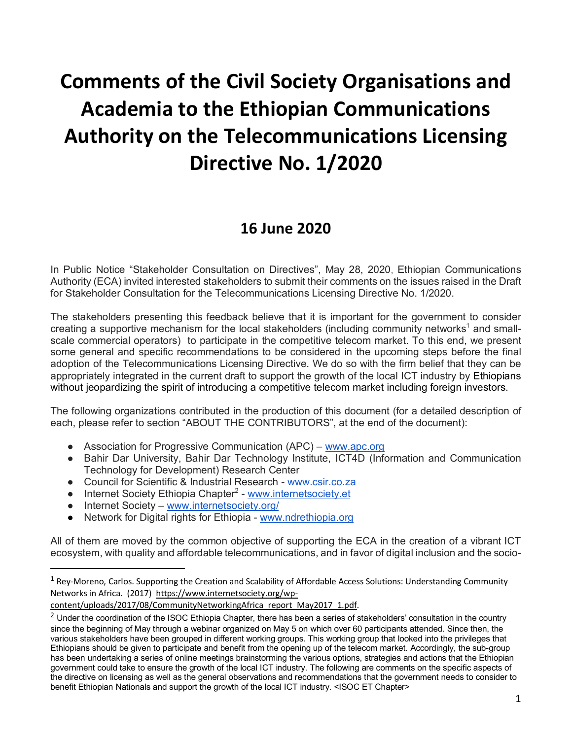# Comments of the Civil Society Organisations and Academia to the Ethiopian Communications Authority on the Telecommunications Licensing Directive No. 1/2020

## 16 June 2020

In Public Notice "Stakeholder Consultation on Directives", May 28, 2020, Ethiopian Communications Authority (ECA) invited interested stakeholders to submit their comments on the issues raised in the Draft for Stakeholder Consultation for the Telecommunications Licensing Directive No. 1/2020.

The stakeholders presenting this feedback believe that it is important for the government to consider creating a supportive mechanism for the local stakeholders (including community networks[1] and small-scale commercial operators) to participate in the competitive telecom market. To this end, we present some general and specific recommendations to be considered in the upcoming steps before the final adoption of the Telecommunications Licensing Directive. We do so with the firm belief that they can be appropriately integrated in the current draft to support the growth of the local ICT industry by Ethiopians without jeopardizing the spirit of introducing a competitive telecom market including foreign investors.

The following organizations contributed in the production of this document (for a detailed description of each, please refer to section "ABOUT THE CONTRIBUTORS", at the end of the document):

- Association for Progressive Communication (APC) – www.apc.org
- Bahir Dar University, Bahir Dar Technology Institute, ICT4D (Information and Communication Technology for Development) Research Center
- Council for Scientific & Industrial Research - www.csir.co.za
- Internet Society Ethiopia Chapter[2] - www.internetsociety.et
- Internet Society – www.internetsociety.org/
- Network for Digital rights for Ethiopia - www.ndrethiopia.org

All of them are moved by the common objective of supporting the ECA in the creation of a vibrant ICT ecosystem, with quality and affordable telecommunications, and in favor of digital inclusion and the socio-

---

[1] Rey-Moreno, Carlos. Supporting the Creation and Scalability of Affordable Access Solutions: Understanding Community Networks in Africa. (2017) https://www.internetsociety.org/wp-content/uploads/2017/08/CommunityNetworkingAfrica_report_May2017_1.pdf.

[2] Under the coordination of the ISOC Ethiopia Chapter, there has been a series of stakeholders' consultation in the country since the beginning of May through a webinar organized on May 5 on which over 60 participants attended. Since then, the various stakeholders have been grouped in different working groups. This working group that looked into the privileges that Ethiopians should be given to participate and benefit from the opening up of the telecom market. Accordingly, the sub-group has been undertaking a series of online meetings brainstorming the various options, strategies and actions that the Ethiopian government could take to ensure the growth of the local ICT industry. The following are comments on the specific aspects of the directive on licensing as well as the general observations and recommendations that the government needs to consider to benefit Ethiopian Nationals and support the growth of the local ICT industry. <ISOC ET Chapter>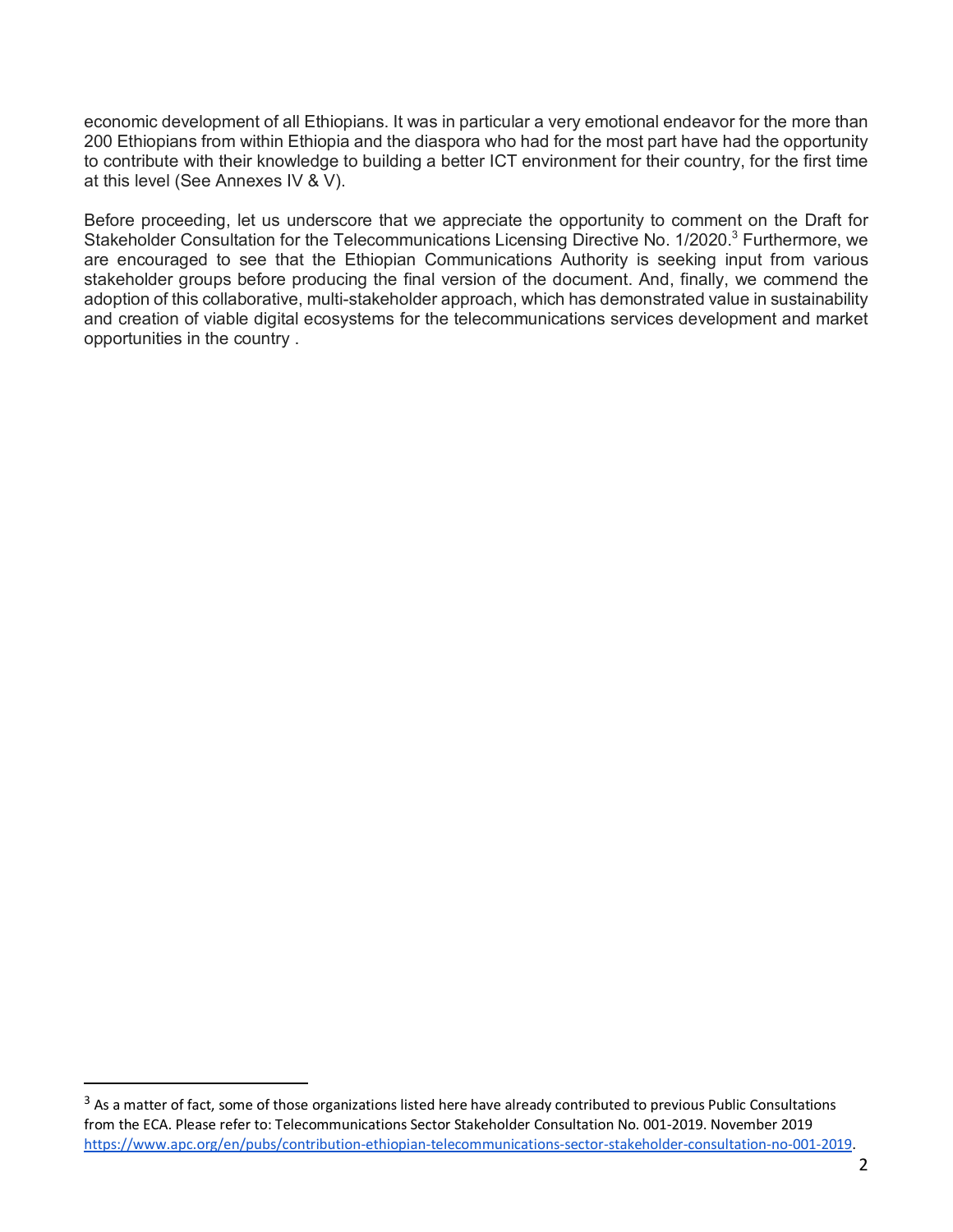economic development of all Ethiopians. It was in particular a very emotional endeavor for the more than 200 Ethiopians from within Ethiopia and the diaspora who had for the most part have had the opportunity to contribute with their knowledge to building a better ICT environment for their country, for the first time at this level (See Annexes IV & V).

Before proceeding, let us underscore that we appreciate the opportunity to comment on the Draft for Stakeholder Consultation for the Telecommunications Licensing Directive No. 1/2020.[3] Furthermore, we are encouraged to see that the Ethiopian Communications Authority is seeking input from various stakeholder groups before producing the final version of the document. And, finally, we commend the adoption of this collaborative, multi-stakeholder approach, which has demonstrated value in sustainability and creation of viable digital ecosystems for the telecommunications services development and market opportunities in the country .

---

[3] As a matter of fact, some of those organizations listed here have already contributed to previous Public Consultations from the ECA. Please refer to: Telecommunications Sector Stakeholder Consultation No. 001-2019. November 2019 https://www.apc.org/en/pubs/contribution-ethiopian-telecommunications-sector-stakeholder-consultation-no-001-2019.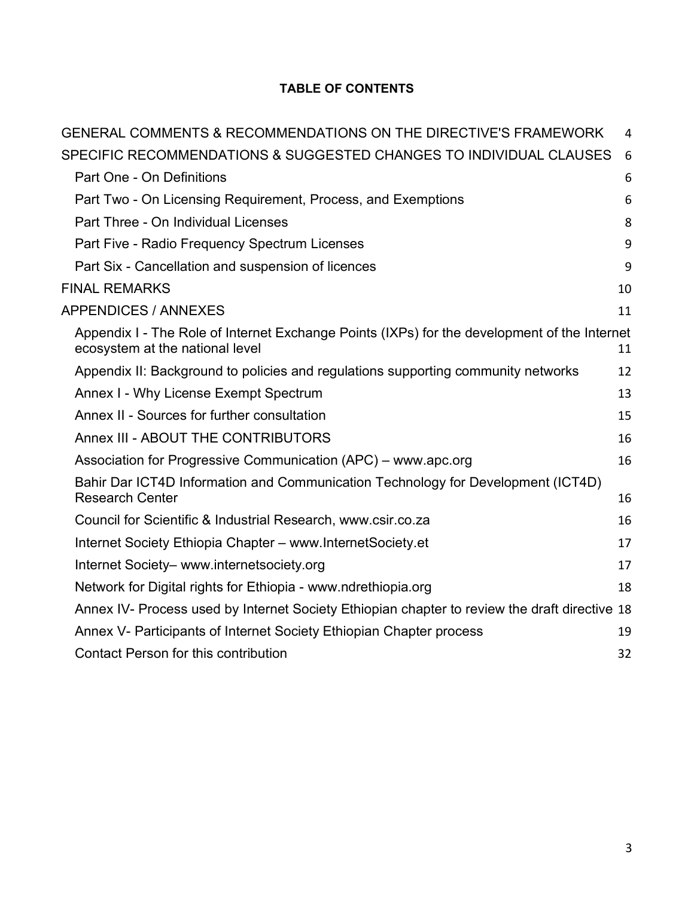**TABLE OF CONTENTS**

GENERAL COMMENTS & RECOMMENDATIONS ON THE DIRECTIVE'S FRAMEWORK 4

SPECIFIC RECOMMENDATIONS & SUGGESTED CHANGES TO INDIVIDUAL CLAUSES 6

- Part One - On Definitions 6
- Part Two - On Licensing Requirement, Process, and Exemptions 6
- Part Three - On Individual Licenses 8
- Part Five - Radio Frequency Spectrum Licenses 9
- Part Six - Cancellation and suspension of licences 9

FINAL REMARKS 10

APPENDICES / ANNEXES 11

- Appendix I - The Role of Internet Exchange Points (IXPs) for the development of the Internet ecosystem at the national level 11
- Appendix II: Background to policies and regulations supporting community networks 12
- Annex I - Why License Exempt Spectrum 13
- Annex II - Sources for further consultation 15
- Annex III - ABOUT THE CONTRIBUTORS 16
- Association for Progressive Communication (APC) – www.apc.org 16
- Bahir Dar ICT4D Information and Communication Technology for Development (ICT4D) Research Center 16
- Council for Scientific & Industrial Research, www.csir.co.za 16
- Internet Society Ethiopia Chapter – www.InternetSociety.et 17
- Internet Society– www.internetsociety.org 17
- Network for Digital rights for Ethiopia - www.ndrethiopia.org 18
- Annex IV- Process used by Internet Society Ethiopian chapter to review the draft directive 18
- Annex V- Participants of Internet Society Ethiopian Chapter process 19
- Contact Person for this contribution 32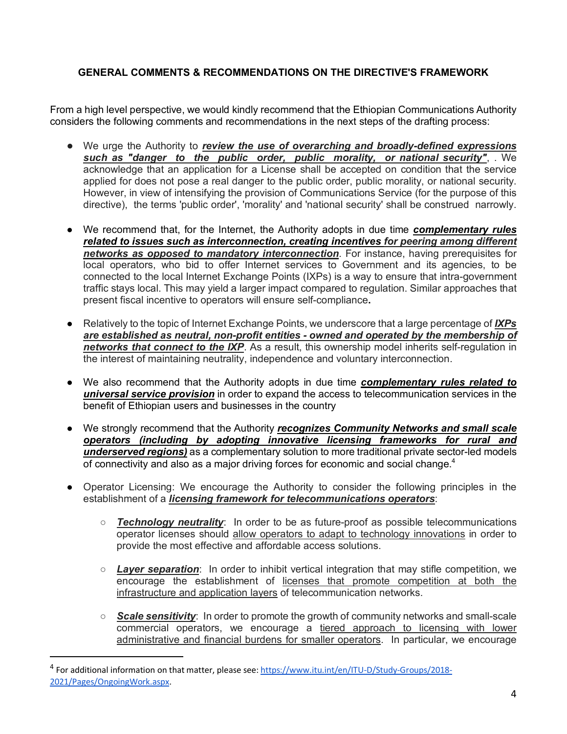**GENERAL COMMENTS & RECOMMENDATIONS ON THE DIRECTIVE'S FRAMEWORK**

From a high level perspective, we would kindly recommend that the Ethiopian Communications Authority considers the following comments and recommendations in the next steps of the drafting process:

- We urge the Authority to ***review the use of overarching and broadly-defined expressions such as "danger to the public order, public morality, or national security"***, . We acknowledge that an application for a License shall be accepted on condition that the service applied for does not pose a real danger to the public order, public morality, or national security. However, in view of intensifying the provision of Communications Service (for the purpose of this directive), the terms 'public order', 'morality' and 'national security' shall be construed narrowly.

- We recommend that, for the Internet, the Authority adopts in due time ***complementary rules related to issues such as interconnection, creating incentives for peering among different networks as opposed to mandatory interconnection***. For instance, having prerequisites for local operators, who bid to offer Internet services to Government and its agencies, to be connected to the local Internet Exchange Points (IXPs) is a way to ensure that intra-government traffic stays local. This may yield a larger impact compared to regulation. Similar approaches that present fiscal incentive to operators will ensure self-compliance**.**

- Relatively to the topic of Internet Exchange Points, we underscore that a large percentage of ***IXPs are established as neutral, non-profit entities - owned and operated by the membership of networks that connect to the IXP***. As a result, this ownership model inherits self-regulation in the interest of maintaining neutrality, independence and voluntary interconnection.

- We also recommend that the Authority adopts in due time ***complementary rules related to universal service provision*** in order to expand the access to telecommunication services in the benefit of Ethiopian users and businesses in the country

- We strongly recommend that the Authority ***recognizes Community Networks and small scale operators (including by adopting innovative licensing frameworks for rural and underserved regions)*** as a complementary solution to more traditional private sector-led models of connectivity and also as a major driving forces for economic and social change.[4]

- Operator Licensing: We encourage the Authority to consider the following principles in the establishment of a ***licensing framework for telecommunications operators***:

  - ***Technology neutrality***: In order to be as future-proof as possible telecommunications operator licenses should allow operators to adapt to technology innovations in order to provide the most effective and affordable access solutions.

  - ***Layer separation***: In order to inhibit vertical integration that may stifle competition, we encourage the establishment of licenses that promote competition at both the infrastructure and application layers of telecommunication networks.

  - ***Scale sensitivity***: In order to promote the growth of community networks and small-scale commercial operators, we encourage a tiered approach to licensing with lower administrative and financial burdens for smaller operators. In particular, we encourage

---

[4] For additional information on that matter, please see: https://www.itu.int/en/ITU-D/Study-Groups/2018-2021/Pages/OngoingWork.aspx.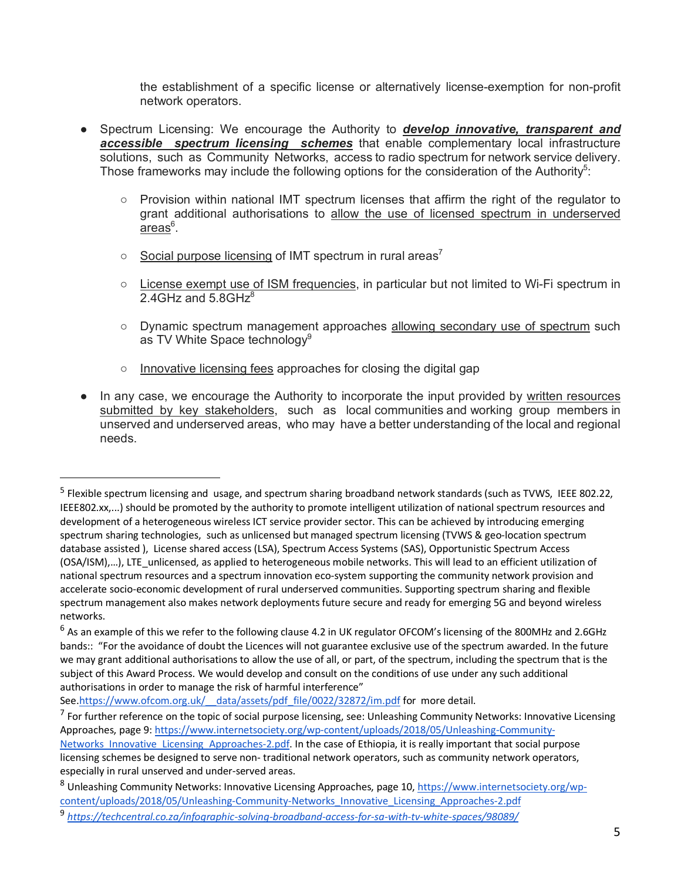the establishment of a specific license or alternatively license-exemption for non-profit network operators.

- Spectrum Licensing: We encourage the Authority to ***develop innovative, transparent and accessible spectrum licensing schemes*** that enable complementary local infrastructure solutions, such as Community Networks, access to radio spectrum for network service delivery. Those frameworks may include the following options for the consideration of the Authority[5]:
    - Provision within national IMT spectrum licenses that affirm the right of the regulator to grant additional authorisations to allow the use of licensed spectrum in underserved areas[6].
    - Social purpose licensing of IMT spectrum in rural areas[7]
    - License exempt use of ISM frequencies, in particular but not limited to Wi-Fi spectrum in 2.4GHz and 5.8GHz[8]
    - Dynamic spectrum management approaches allowing secondary use of spectrum such as TV White Space technology[9]
    - Innovative licensing fees approaches for closing the digital gap
- In any case, we encourage the Authority to incorporate the input provided by written resources submitted by key stakeholders, such as local communities and working group members in unserved and underserved areas, who may have a better understanding of the local and regional needs.

---

[5] Flexible spectrum licensing and usage, and spectrum sharing broadband network standards (such as TVWS, IEEE 802.22, IEEE802.xx,...) should be promoted by the authority to promote intelligent utilization of national spectrum resources and development of a heterogeneous wireless ICT service provider sector. This can be achieved by introducing emerging spectrum sharing technologies, such as unlicensed but managed spectrum licensing (TVWS & geo-location spectrum database assisted ), License shared access (LSA), Spectrum Access Systems (SAS), Opportunistic Spectrum Access (OSA/ISM),...), LTE_unlicensed, as applied to heterogeneous mobile networks. This will lead to an efficient utilization of national spectrum resources and a spectrum innovation eco-system supporting the community network provision and accelerate socio-economic development of rural underserved communities. Supporting spectrum sharing and flexible spectrum management also makes network deployments future secure and ready for emerging 5G and beyond wireless networks.

[6] As an example of this we refer to the following clause 4.2 in UK regulator OFCOM's licensing of the 800MHz and 2.6GHz bands:: "For the avoidance of doubt the Licences will not guarantee exclusive use of the spectrum awarded. In the future we may grant additional authorisations to allow the use of all, or part, of the spectrum, including the spectrum that is the subject of this Award Process. We would develop and consult on the conditions of use under any such additional authorisations in order to manage the risk of harmful interference" See.https://www.ofcom.org.uk/__data/assets/pdf_file/0022/32872/im.pdf for more detail.

[7] For further reference on the topic of social purpose licensing, see: Unleashing Community Networks: Innovative Licensing Approaches, page 9: https://www.internetsociety.org/wp-content/uploads/2018/05/Unleashing-Community-Networks_Innovative_Licensing_Approaches-2.pdf. In the case of Ethiopia, it is really important that social purpose licensing schemes be designed to serve non- traditional network operators, such as community network operators, especially in rural unserved and under-served areas.

[8] Unleashing Community Networks: Innovative Licensing Approaches, page 10, https://www.internetsociety.org/wp-content/uploads/2018/05/Unleashing-Community-Networks_Innovative_Licensing_Approaches-2.pdf

[9] *https://techcentral.co.za/infographic-solving-broadband-access-for-sa-with-tv-white-spaces/98089/*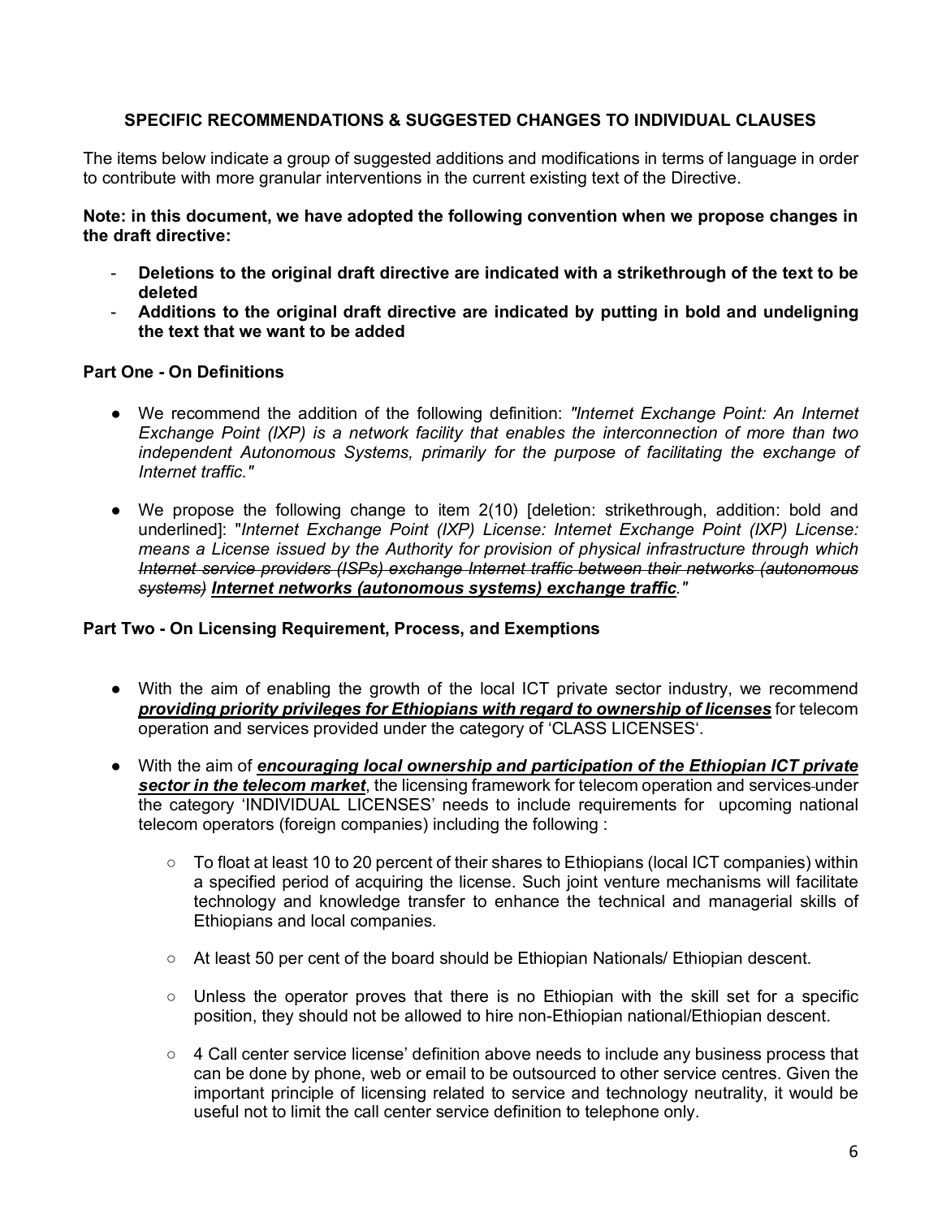### SPECIFIC RECOMMENDATIONS & SUGGESTED CHANGES TO INDIVIDUAL CLAUSES

The items below indicate a group of suggested additions and modifications in terms of language in order to contribute with more granular interventions in the current existing text of the Directive.

**Note: in this document, we have adopted the following convention when we propose changes in the draft directive:**

- **Deletions to the original draft directive are indicated with a strikethrough of the text to be deleted**
- **Additions to the original draft directive are indicated by putting in bold and undeligning the text that we want to be added**

**Part One - On Definitions**

- We recommend the addition of the following definition: *"Internet Exchange Point: An Internet Exchange Point (IXP) is a network facility that enables the interconnection of more than two independent Autonomous Systems, primarily for the purpose of facilitating the exchange of Internet traffic."*
- We propose the following change to item 2(10) [deletion: strikethrough, addition: bold and underlined]: "*Internet Exchange Point (IXP) License: Internet Exchange Point (IXP) License: means a License issued by the Authority for provision of physical infrastructure through which ~~Internet service providers (ISPs) exchange Internet traffic between their networks (autonomous systems)~~* ***<u>Internet networks (autonomous systems) exchange traffic</u>****."*

**Part Two - On Licensing Requirement, Process, and Exemptions**

- With the aim of enabling the growth of the local ICT private sector industry, we recommend ***<u>providing priority privileges for Ethiopians with regard to ownership of licenses</u>*** for telecom operation and services provided under the category of 'CLASS LICENSES'.
- With the aim of ***<u>encouraging local ownership and participation of the Ethiopian ICT private sector in the telecom market</u>***, the licensing framework for telecom operation and services under the category 'INDIVIDUAL LICENSES' needs to include requirements for upcoming national telecom operators (foreign companies) including the following :
  - To float at least 10 to 20 percent of their shares to Ethiopians (local ICT companies) within a specified period of acquiring the license. Such joint venture mechanisms will facilitate technology and knowledge transfer to enhance the technical and managerial skills of Ethiopians and local companies.
  - At least 50 per cent of the board should be Ethiopian Nationals/ Ethiopian descent.
  - Unless the operator proves that there is no Ethiopian with the skill set for a specific position, they should not be allowed to hire non-Ethiopian national/Ethiopian descent.
  - 4 Call center service license' definition above needs to include any business process that can be done by phone, web or email to be outsourced to other service centres. Given the important principle of licensing related to service and technology neutrality, it would be useful not to limit the call center service definition to telephone only.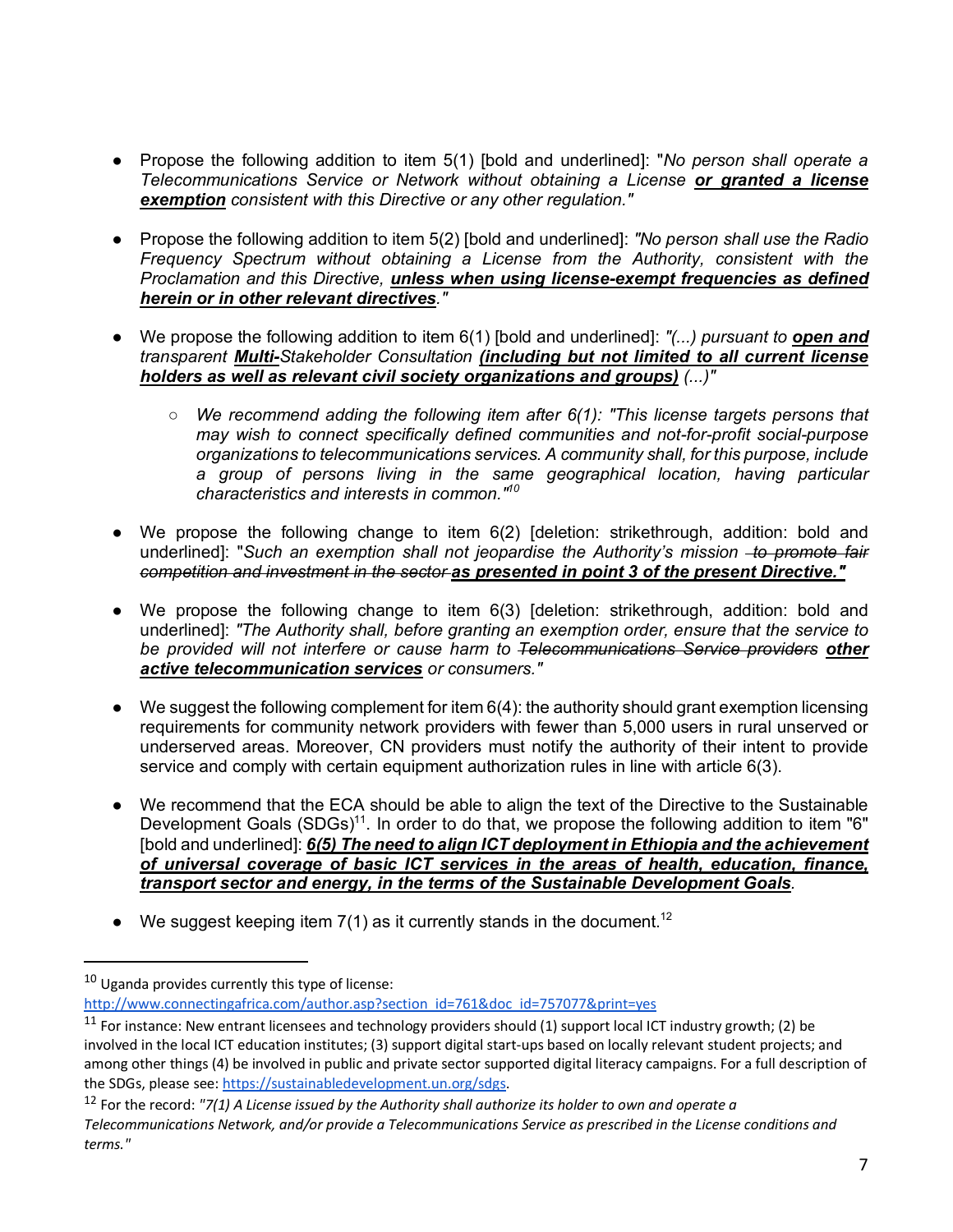- Propose the following addition to item 5(1) [bold and underlined]: "*No person shall operate a Telecommunications Service or Network without obtaining a License* ***<u>or granted a license exemption</u>*** *consistent with this Directive or any other regulation.*"

- Propose the following addition to item 5(2) [bold and underlined]: *"No person shall use the Radio Frequency Spectrum without obtaining a License from the Authority, consistent with the Proclamation and this Directive,* ***<u>unless when using license-exempt frequencies as defined herein or in other relevant directives</u>****."*

- We propose the following addition to item 6(1) [bold and underlined]: *"(...) pursuant to* ***<u>open and</u>*** *transparent* ***<u>Multi-</u>****Stakeholder Consultation* ***<u>(including but not limited to all current license holders as well as relevant civil society organizations and groups)</u>*** *(...)"*
  - *We recommend adding the following item after 6(1): "This license targets persons that may wish to connect specifically defined communities and not-for-profit social-purpose organizations to telecommunications services. A community shall, for this purpose, include a group of persons living in the same geographical location, having particular characteristics and interests in common."*[10]

- We propose the following change to item 6(2) [deletion: strikethrough, addition: bold and underlined]: "*Such an exemption shall not jeopardise the Authority's mission* ~~*to promote fair competition and investment in the sector*~~ ***<u>as presented in point 3 of the present Directive."</u>***

- We propose the following change to item 6(3) [deletion: strikethrough, addition: bold and underlined]: *"The Authority shall, before granting an exemption order, ensure that the service to be provided will not interfere or cause harm to* ~~*Telecommunications Service providers*~~ ***<u>other active telecommunication services</u>*** *or consumers."*

- We suggest the following complement for item 6(4): the authority should grant exemption licensing requirements for community network providers with fewer than 5,000 users in rural unserved or underserved areas. Moreover, CN providers must notify the authority of their intent to provide service and comply with certain equipment authorization rules in line with article 6(3).

- We recommend that the ECA should be able to align the text of the Directive to the Sustainable Development Goals (SDGs)[11]. In order to do that, we propose the following addition to item "6" [bold and underlined]: ***<u>6(5) The need to align ICT deployment in Ethiopia and the achievement of universal coverage of basic ICT services in the areas of health, education, finance, transport sector and energy, in the terms of the Sustainable Development Goals</u>****.*

- We suggest keeping item 7(1) as it currently stands in the document.[12]

---

[10] Uganda provides currently this type of license: http://www.connectingafrica.com/author.asp?section_id=761&doc_id=757077&print=yes

[11] For instance: New entrant licensees and technology providers should (1) support local ICT industry growth; (2) be involved in the local ICT education institutes; (3) support digital start-ups based on locally relevant student projects; and among other things (4) be involved in public and private sector supported digital literacy campaigns. For a full description of the SDGs, please see: https://sustainabledevelopment.un.org/sdgs.

[12] For the record: *"7(1) A License issued by the Authority shall authorize its holder to own and operate a Telecommunications Network, and/or provide a Telecommunications Service as prescribed in the License conditions and terms."*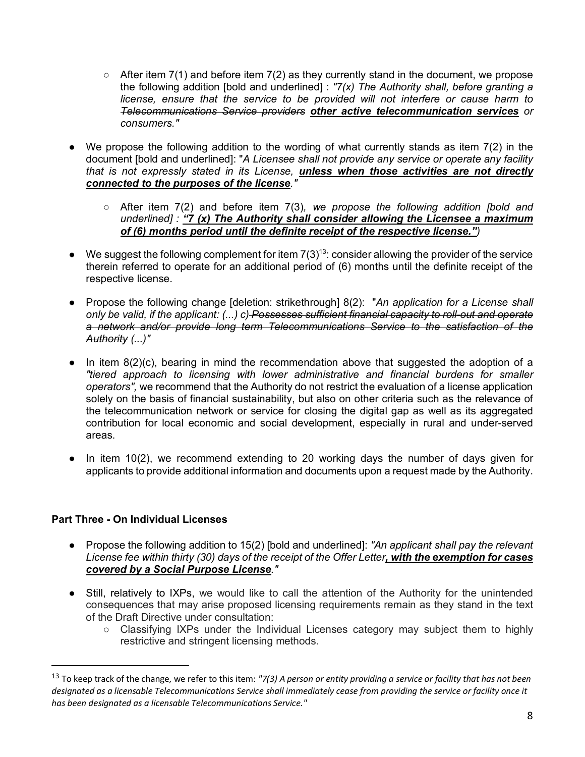- After item 7(1) and before item 7(2) as they currently stand in the document, we propose the following addition [bold and underlined] : *"7(x) The Authority shall, before granting a license, ensure that the service to be provided will not interfere or cause harm to ~~Telecommunications Service providers~~* ***<u>other active telecommunication services</u>*** *or consumers."*

- We propose the following addition to the wording of what currently stands as item 7(2) in the document [bold and underlined]: "*A Licensee shall not provide any service or operate any facility that is not expressly stated in its License,* ***<u>unless when those activities are not directly connected to the purposes of the license</u>****."*

    - After item 7(2) and before item 7(3)*, we propose the following addition [bold and underlined] :* ***<u>"7 (x) The Authority shall consider allowing the Licensee a maximum of (6) months period until the definite receipt of the respective license."</u>****)*

- We suggest the following complement for item 7(3)[13]: consider allowing the provider of the service therein referred to operate for an additional period of (6) months until the definite receipt of the respective license.

- Propose the following change [deletion: strikethrough] 8(2): "*An application for a License shall only be valid, if the applicant: (...) c) ~~Possesses sufficient financial capacity to roll-out and operate a network and/or provide long term Telecommunications Service to the satisfaction of the Authority~~ (...)"*

- In item 8(2)(c), bearing in mind the recommendation above that suggested the adoption of a *"tiered approach to licensing with lower administrative and financial burdens for smaller operators",* we recommend that the Authority do not restrict the evaluation of a license application solely on the basis of financial sustainability, but also on other criteria such as the relevance of the telecommunication network or service for closing the digital gap as well as its aggregated contribution for local economic and social development, especially in rural and under-served areas.

- In item 10(2), we recommend extending to 20 working days the number of days given for applicants to provide additional information and documents upon a request made by the Authority.

**Part Three - On Individual Licenses**

- Propose the following addition to 15(2) [bold and underlined]: *"An applicant shall pay the relevant License fee within thirty (30) days of the receipt of the Offer Letter****<u>, with the exemption for cases covered by a Social Purpose License</u>****."*

- Still, relatively to IXPs, we would like to call the attention of the Authority for the unintended consequences that may arise proposed licensing requirements remain as they stand in the text of the Draft Directive under consultation:
    - Classifying IXPs under the Individual Licenses category may subject them to highly restrictive and stringent licensing methods.

---

[13] To keep track of the change, we refer to this item: *"7(3) A person or entity providing a service or facility that has not been designated as a licensable Telecommunications Service shall immediately cease from providing the service or facility once it has been designated as a licensable Telecommunications Service."*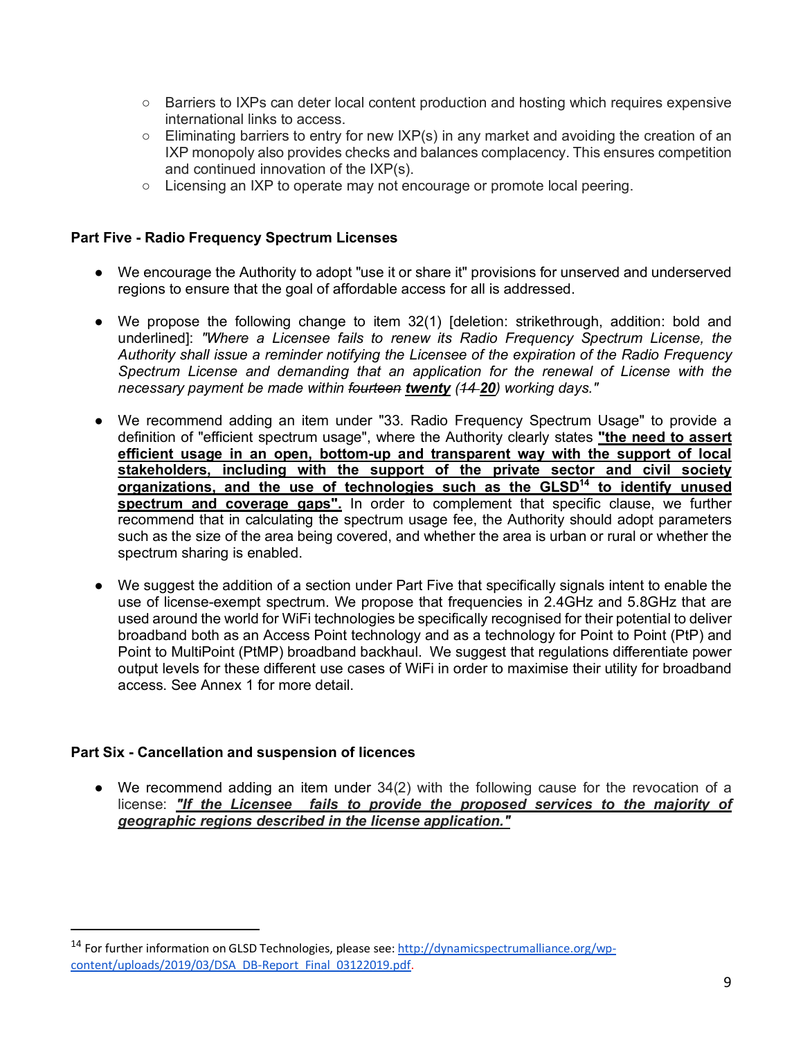- Barriers to IXPs can deter local content production and hosting which requires expensive international links to access.
    - Eliminating barriers to entry for new IXP(s) in any market and avoiding the creation of an IXP monopoly also provides checks and balances complacency. This ensures competition and continued innovation of the IXP(s).
    - Licensing an IXP to operate may not encourage or promote local peering.

**Part Five - Radio Frequency Spectrum Licenses**

- We encourage the Authority to adopt "use it or share it" provisions for unserved and underserved regions to ensure that the goal of affordable access for all is addressed.

- We propose the following change to item 32(1) [deletion: strikethrough, addition: bold and underlined]: *"Where a Licensee fails to renew its Radio Frequency Spectrum License, the Authority shall issue a reminder notifying the Licensee of the expiration of the Radio Frequency Spectrum License and demanding that an application for the renewal of License with the necessary payment be made within ~~fourteen~~* ***<u>twenty</u>*** *(~~14~~* ***<u>20</u>****) working days."*

- We recommend adding an item under "33. Radio Frequency Spectrum Usage" to provide a definition of "efficient spectrum usage", where the Authority clearly states **<u>"the need to assert efficient usage in an open, bottom-up and transparent way with the support of local stakeholders, including with the support of the private sector and civil society organizations, and the use of technologies such as the GLSD[14] to identify unused spectrum and coverage gaps".</u>** In order to complement that specific clause, we further recommend that in calculating the spectrum usage fee, the Authority should adopt parameters such as the size of the area being covered, and whether the area is urban or rural or whether the spectrum sharing is enabled.

- We suggest the addition of a section under Part Five that specifically signals intent to enable the use of license-exempt spectrum. We propose that frequencies in 2.4GHz and 5.8GHz that are used around the world for WiFi technologies be specifically recognised for their potential to deliver broadband both as an Access Point technology and as a technology for Point to Point (PtP) and Point to MultiPoint (PtMP) broadband backhaul. We suggest that regulations differentiate power output levels for these different use cases of WiFi in order to maximise their utility for broadband access. See Annex 1 for more detail.

**Part Six - Cancellation and suspension of licences**

- We recommend adding an item under 34(2) with the following cause for the revocation of a license: ***<u>"If the Licensee fails to provide the proposed services to the majority of geographic regions described in the license application."</u>***

[14] For further information on GLSD Technologies, please see: http://dynamicspectrumalliance.org/wp-content/uploads/2019/03/DSA_DB-Report_Final_03122019.pdf.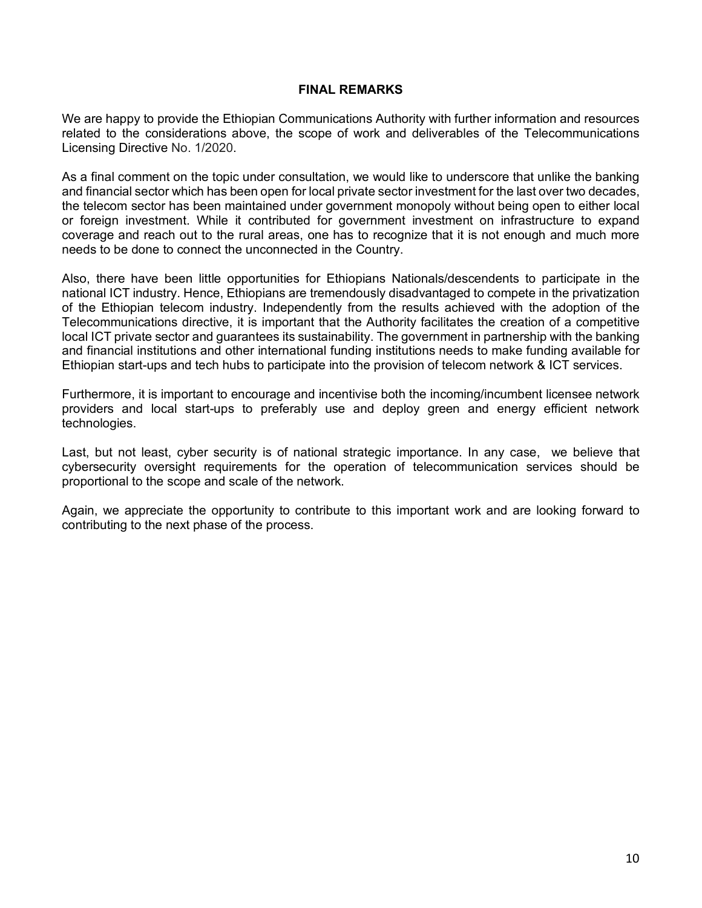## FINAL REMARKS

We are happy to provide the Ethiopian Communications Authority with further information and resources related to the considerations above, the scope of work and deliverables of the Telecommunications Licensing Directive No. 1/2020.

As a final comment on the topic under consultation, we would like to underscore that unlike the banking and financial sector which has been open for local private sector investment for the last over two decades, the telecom sector has been maintained under government monopoly without being open to either local or foreign investment. While it contributed for government investment on infrastructure to expand coverage and reach out to the rural areas, one has to recognize that it is not enough and much more needs to be done to connect the unconnected in the Country.

Also, there have been little opportunities for Ethiopians Nationals/descendents to participate in the national ICT industry. Hence, Ethiopians are tremendously disadvantaged to compete in the privatization of the Ethiopian telecom industry. Independently from the results achieved with the adoption of the Telecommunications directive, it is important that the Authority facilitates the creation of a competitive local ICT private sector and guarantees its sustainability. The government in partnership with the banking and financial institutions and other international funding institutions needs to make funding available for Ethiopian start-ups and tech hubs to participate into the provision of telecom network & ICT services.

Furthermore, it is important to encourage and incentivise both the incoming/incumbent licensee network providers and local start-ups to preferably use and deploy green and energy efficient network technologies.

Last, but not least, cyber security is of national strategic importance. In any case, we believe that cybersecurity oversight requirements for the operation of telecommunication services should be proportional to the scope and scale of the network.

Again, we appreciate the opportunity to contribute to this important work and are looking forward to contributing to the next phase of the process.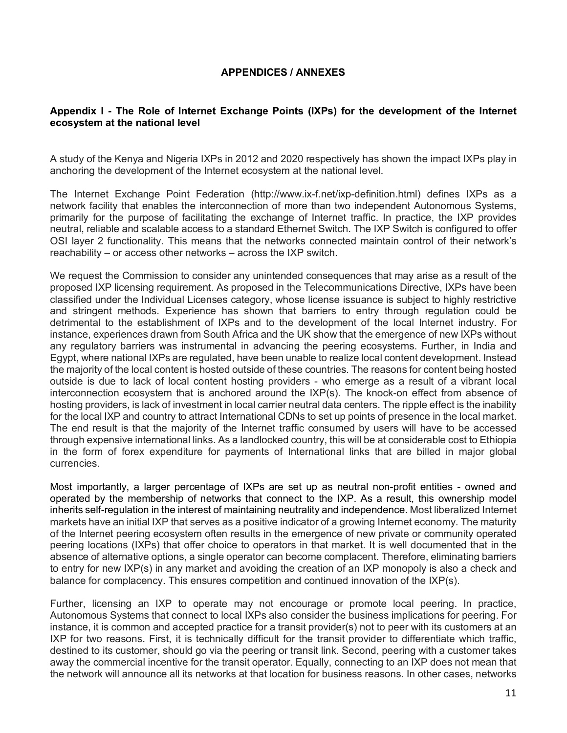# APPENDICES / ANNEXES

## Appendix I - The Role of Internet Exchange Points (IXPs) for the development of the Internet ecosystem at the national level

A study of the Kenya and Nigeria IXPs in 2012 and 2020 respectively has shown the impact IXPs play in anchoring the development of the Internet ecosystem at the national level.

The Internet Exchange Point Federation (http://www.ix-f.net/ixp-definition.html) defines IXPs as a network facility that enables the interconnection of more than two independent Autonomous Systems, primarily for the purpose of facilitating the exchange of Internet traffic. In practice, the IXP provides neutral, reliable and scalable access to a standard Ethernet Switch. The IXP Switch is configured to offer OSI layer 2 functionality. This means that the networks connected maintain control of their network's reachability – or access other networks – across the IXP switch.

We request the Commission to consider any unintended consequences that may arise as a result of the proposed IXP licensing requirement. As proposed in the Telecommunications Directive, IXPs have been classified under the Individual Licenses category, whose license issuance is subject to highly restrictive and stringent methods. Experience has shown that barriers to entry through regulation could be detrimental to the establishment of IXPs and to the development of the local Internet industry. For instance, experiences drawn from South Africa and the UK show that the emergence of new IXPs without any regulatory barriers was instrumental in advancing the peering ecosystems. Further, in India and Egypt, where national IXPs are regulated, have been unable to realize local content development. Instead the majority of the local content is hosted outside of these countries. The reasons for content being hosted outside is due to lack of local content hosting providers - who emerge as a result of a vibrant local interconnection ecosystem that is anchored around the IXP(s). The knock-on effect from absence of hosting providers, is lack of investment in local carrier neutral data centers. The ripple effect is the inability for the local IXP and country to attract International CDNs to set up points of presence in the local market. The end result is that the majority of the Internet traffic consumed by users will have to be accessed through expensive international links. As a landlocked country, this will be at considerable cost to Ethiopia in the form of forex expenditure for payments of International links that are billed in major global currencies.

Most importantly, a larger percentage of IXPs are set up as neutral non-profit entities - owned and operated by the membership of networks that connect to the IXP. As a result, this ownership model inherits self-regulation in the interest of maintaining neutrality and independence. Most liberalized Internet markets have an initial IXP that serves as a positive indicator of a growing Internet economy. The maturity of the Internet peering ecosystem often results in the emergence of new private or community operated peering locations (IXPs) that offer choice to operators in that market. It is well documented that in the absence of alternative options, a single operator can become complacent. Therefore, eliminating barriers to entry for new IXP(s) in any market and avoiding the creation of an IXP monopoly is also a check and balance for complacency. This ensures competition and continued innovation of the IXP(s).

Further, licensing an IXP to operate may not encourage or promote local peering. In practice, Autonomous Systems that connect to local IXPs also consider the business implications for peering. For instance, it is common and accepted practice for a transit provider(s) not to peer with its customers at an IXP for two reasons. First, it is technically difficult for the transit provider to differentiate which traffic, destined to its customer, should go via the peering or transit link. Second, peering with a customer takes away the commercial incentive for the transit operator. Equally, connecting to an IXP does not mean that the network will announce all its networks at that location for business reasons. In other cases, networks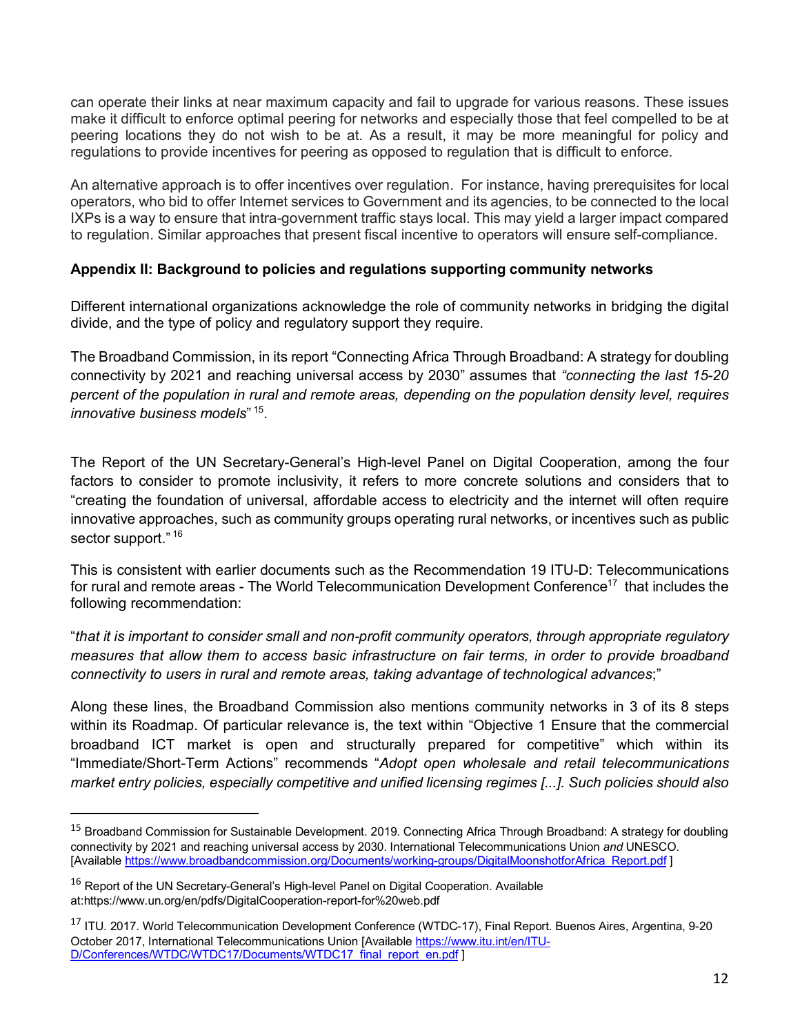can operate their links at near maximum capacity and fail to upgrade for various reasons. These issues make it difficult to enforce optimal peering for networks and especially those that feel compelled to be at peering locations they do not wish to be at. As a result, it may be more meaningful for policy and regulations to provide incentives for peering as opposed to regulation that is difficult to enforce.

An alternative approach is to offer incentives over regulation. For instance, having prerequisites for local operators, who bid to offer Internet services to Government and its agencies, to be connected to the local IXPs is a way to ensure that intra-government traffic stays local. This may yield a larger impact compared to regulation. Similar approaches that present fiscal incentive to operators will ensure self-compliance.

**Appendix II: Background to policies and regulations supporting community networks**

Different international organizations acknowledge the role of community networks in bridging the digital divide, and the type of policy and regulatory support they require.

The Broadband Commission, in its report "Connecting Africa Through Broadband: A strategy for doubling connectivity by 2021 and reaching universal access by 2030" assumes that *"connecting the last 15-20 percent of the population in rural and remote areas, depending on the population density level, requires innovative business models*" [15].

The Report of the UN Secretary-General's High-level Panel on Digital Cooperation, among the four factors to consider to promote inclusivity, it refers to more concrete solutions and considers that to "creating the foundation of universal, affordable access to electricity and the internet will often require innovative approaches, such as community groups operating rural networks, or incentives such as public sector support." [16]

This is consistent with earlier documents such as the Recommendation 19 ITU-D: Telecommunications for rural and remote areas - The World Telecommunication Development Conference[17] that includes the following recommendation:

"*that it is important to consider small and non-profit community operators, through appropriate regulatory measures that allow them to access basic infrastructure on fair terms, in order to provide broadband connectivity to users in rural and remote areas, taking advantage of technological advances*;"

Along these lines, the Broadband Commission also mentions community networks in 3 of its 8 steps within its Roadmap. Of particular relevance is, the text within "Objective 1 Ensure that the commercial broadband ICT market is open and structurally prepared for competitive" which within its "Immediate/Short-Term Actions" recommends "*Adopt open wholesale and retail telecommunications market entry policies, especially competitive and unified licensing regimes [...]. Such policies should also*

---

[15] Broadband Commission for Sustainable Development. 2019. Connecting Africa Through Broadband: A strategy for doubling connectivity by 2021 and reaching universal access by 2030. International Telecommunications Union *and* UNESCO. [Available https://www.broadbandcommission.org/Documents/working-groups/DigitalMoonshotforAfrica_Report.pdf ]

[16] Report of the UN Secretary-General's High-level Panel on Digital Cooperation. Available at:https://www.un.org/en/pdfs/DigitalCooperation-report-for%20web.pdf

[17] ITU. 2017. World Telecommunication Development Conference (WTDC-17), Final Report. Buenos Aires, Argentina, 9-20 October 2017, International Telecommunications Union [Available https://www.itu.int/en/ITU-D/Conferences/WTDC/WTDC17/Documents/WTDC17_final_report_en.pdf ]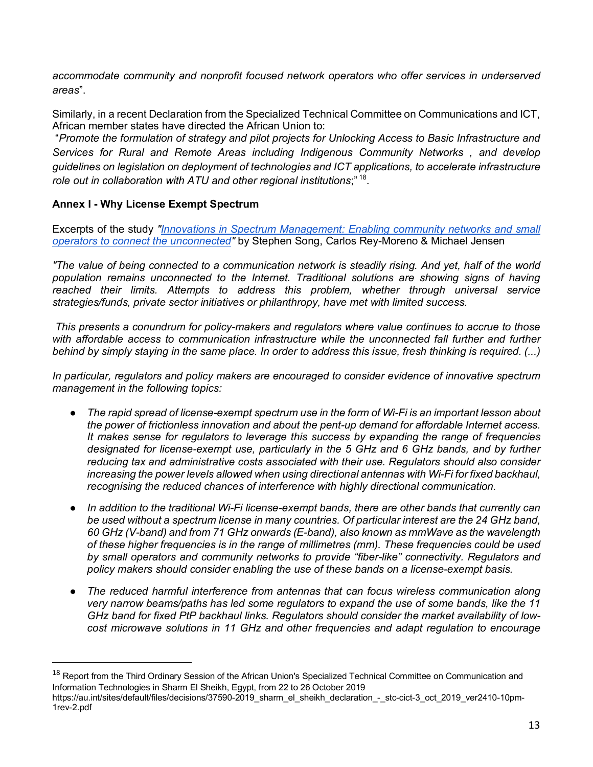*accommodate community and nonprofit focused network operators who offer services in underserved areas*".

Similarly, in a recent Declaration from the Specialized Technical Committee on Communications and ICT, African member states have directed the African Union to:

"*Promote the formulation of strategy and pilot projects for Unlocking Access to Basic Infrastructure and Services for Rural and Remote Areas including Indigenous Community Networks , and develop guidelines on legislation on deployment of technologies and ICT applications, to accelerate infrastructure role out in collaboration with ATU and other regional institutions*;"[18].

**Annex I - Why License Exempt Spectrum**

Excerpts of the study *"[Innovations in Spectrum Management: Enabling community networks and small operators to connect the unconnected](#)"* by Stephen Song, Carlos Rey-Moreno & Michael Jensen

*"The value of being connected to a communication network is steadily rising. And yet, half of the world population remains unconnected to the Internet. Traditional solutions are showing signs of having reached their limits. Attempts to address this problem, whether through universal service strategies/funds, private sector initiatives or philanthropy, have met with limited success.*

*This presents a conundrum for policy-makers and regulators where value continues to accrue to those with affordable access to communication infrastructure while the unconnected fall further and further behind by simply staying in the same place. In order to address this issue, fresh thinking is required. (...)*

*In particular, regulators and policy makers are encouraged to consider evidence of innovative spectrum management in the following topics:*

- *The rapid spread of license-exempt spectrum use in the form of Wi-Fi is an important lesson about the power of frictionless innovation and about the pent-up demand for affordable Internet access. It makes sense for regulators to leverage this success by expanding the range of frequencies designated for license-exempt use, particularly in the 5 GHz and 6 GHz bands, and by further reducing tax and administrative costs associated with their use. Regulators should also consider increasing the power levels allowed when using directional antennas with Wi-Fi for fixed backhaul, recognising the reduced chances of interference with highly directional communication.*

- *In addition to the traditional Wi-Fi license-exempt bands, there are other bands that currently can be used without a spectrum license in many countries. Of particular interest are the 24 GHz band, 60 GHz (V-band) and from 71 GHz onwards (E-band), also known as mmWave as the wavelength of these higher frequencies is in the range of millimetres (mm). These frequencies could be used by small operators and community networks to provide "fiber-like" connectivity. Regulators and policy makers should consider enabling the use of these bands on a license-exempt basis.*

- *The reduced harmful interference from antennas that can focus wireless communication along very narrow beams/paths has led some regulators to expand the use of some bands, like the 11 GHz band for fixed PtP backhaul links. Regulators should consider the market availability of low-cost microwave solutions in 11 GHz and other frequencies and adapt regulation to encourage*

---

[18] Report from the Third Ordinary Session of the African Union's Specialized Technical Committee on Communication and Information Technologies in Sharm El Sheikh, Egypt, from 22 to 26 October 2019 https://au.int/sites/default/files/decisions/37590-2019_sharm_el_sheikh_declaration_-_stc-cict-3_oct_2019_ver2410-10pm-1rev-2.pdf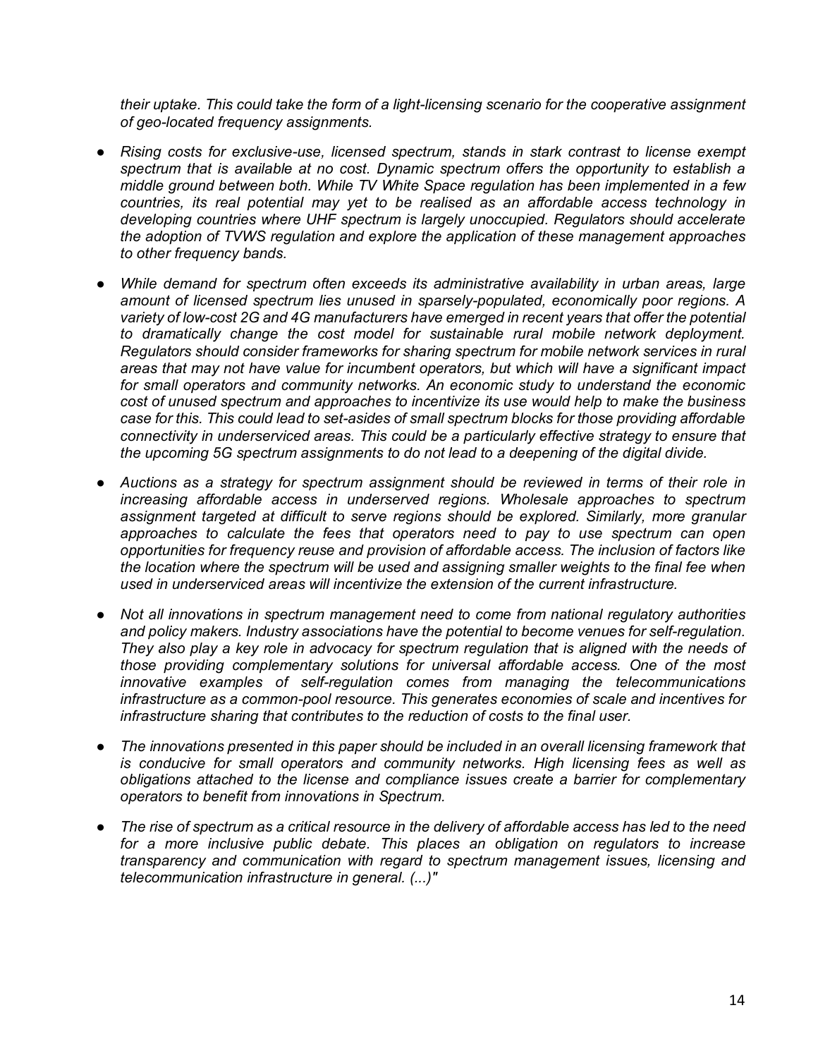*their uptake. This could take the form of a light-licensing scenario for the cooperative assignment of geo-located frequency assignments.*

- *Rising costs for exclusive-use, licensed spectrum, stands in stark contrast to license exempt spectrum that is available at no cost. Dynamic spectrum offers the opportunity to establish a middle ground between both. While TV White Space regulation has been implemented in a few countries, its real potential may yet to be realised as an affordable access technology in developing countries where UHF spectrum is largely unoccupied. Regulators should accelerate the adoption of TVWS regulation and explore the application of these management approaches to other frequency bands.*

- *While demand for spectrum often exceeds its administrative availability in urban areas, large amount of licensed spectrum lies unused in sparsely-populated, economically poor regions. A variety of low-cost 2G and 4G manufacturers have emerged in recent years that offer the potential to dramatically change the cost model for sustainable rural mobile network deployment. Regulators should consider frameworks for sharing spectrum for mobile network services in rural areas that may not have value for incumbent operators, but which will have a significant impact for small operators and community networks. An economic study to understand the economic cost of unused spectrum and approaches to incentivize its use would help to make the business case for this. This could lead to set-asides of small spectrum blocks for those providing affordable connectivity in underserviced areas. This could be a particularly effective strategy to ensure that the upcoming 5G spectrum assignments to do not lead to a deepening of the digital divide.*

- *Auctions as a strategy for spectrum assignment should be reviewed in terms of their role in increasing affordable access in underserved regions. Wholesale approaches to spectrum assignment targeted at difficult to serve regions should be explored. Similarly, more granular approaches to calculate the fees that operators need to pay to use spectrum can open opportunities for frequency reuse and provision of affordable access. The inclusion of factors like the location where the spectrum will be used and assigning smaller weights to the final fee when used in underserviced areas will incentivize the extension of the current infrastructure.*

- *Not all innovations in spectrum management need to come from national regulatory authorities and policy makers. Industry associations have the potential to become venues for self-regulation. They also play a key role in advocacy for spectrum regulation that is aligned with the needs of those providing complementary solutions for universal affordable access. One of the most innovative examples of self-regulation comes from managing the telecommunications infrastructure as a common-pool resource. This generates economies of scale and incentives for infrastructure sharing that contributes to the reduction of costs to the final user.*

- *The innovations presented in this paper should be included in an overall licensing framework that is conducive for small operators and community networks. High licensing fees as well as obligations attached to the license and compliance issues create a barrier for complementary operators to benefit from innovations in Spectrum.*

- *The rise of spectrum as a critical resource in the delivery of affordable access has led to the need for a more inclusive public debate. This places an obligation on regulators to increase transparency and communication with regard to spectrum management issues, licensing and telecommunication infrastructure in general. (...)"*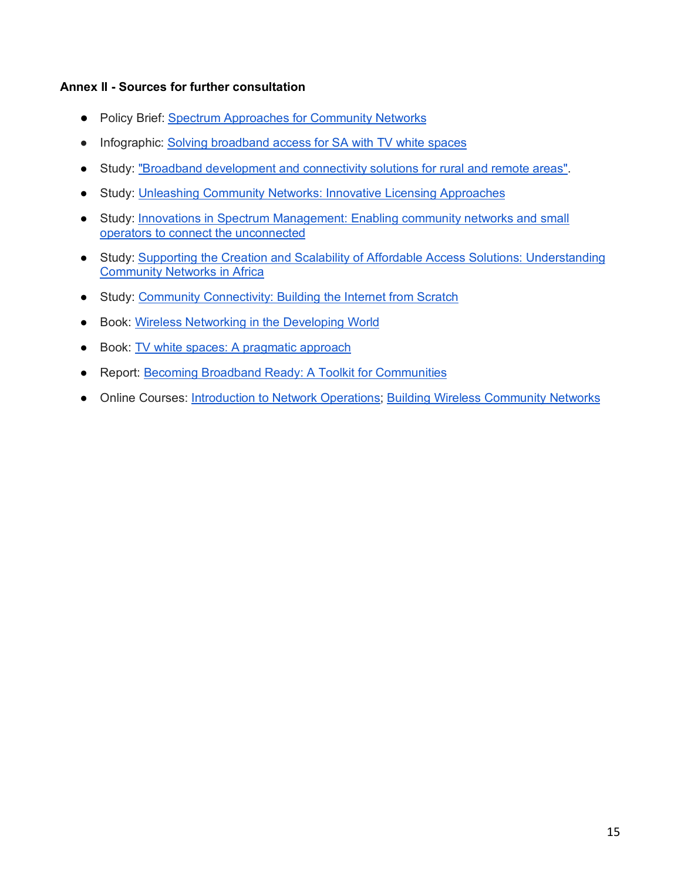**Annex II - Sources for further consultation**

- Policy Brief: Spectrum Approaches for Community Networks
- Infographic: Solving broadband access for SA with TV white spaces
- Study: "Broadband development and connectivity solutions for rural and remote areas".
- Study: Unleashing Community Networks: Innovative Licensing Approaches
- Study: Innovations in Spectrum Management: Enabling community networks and small operators to connect the unconnected
- Study: Supporting the Creation and Scalability of Affordable Access Solutions: Understanding Community Networks in Africa
- Study: Community Connectivity: Building the Internet from Scratch
- Book: Wireless Networking in the Developing World
- Book: TV white spaces: A pragmatic approach
- Report: Becoming Broadband Ready: A Toolkit for Communities
- Online Courses: Introduction to Network Operations; Building Wireless Community Networks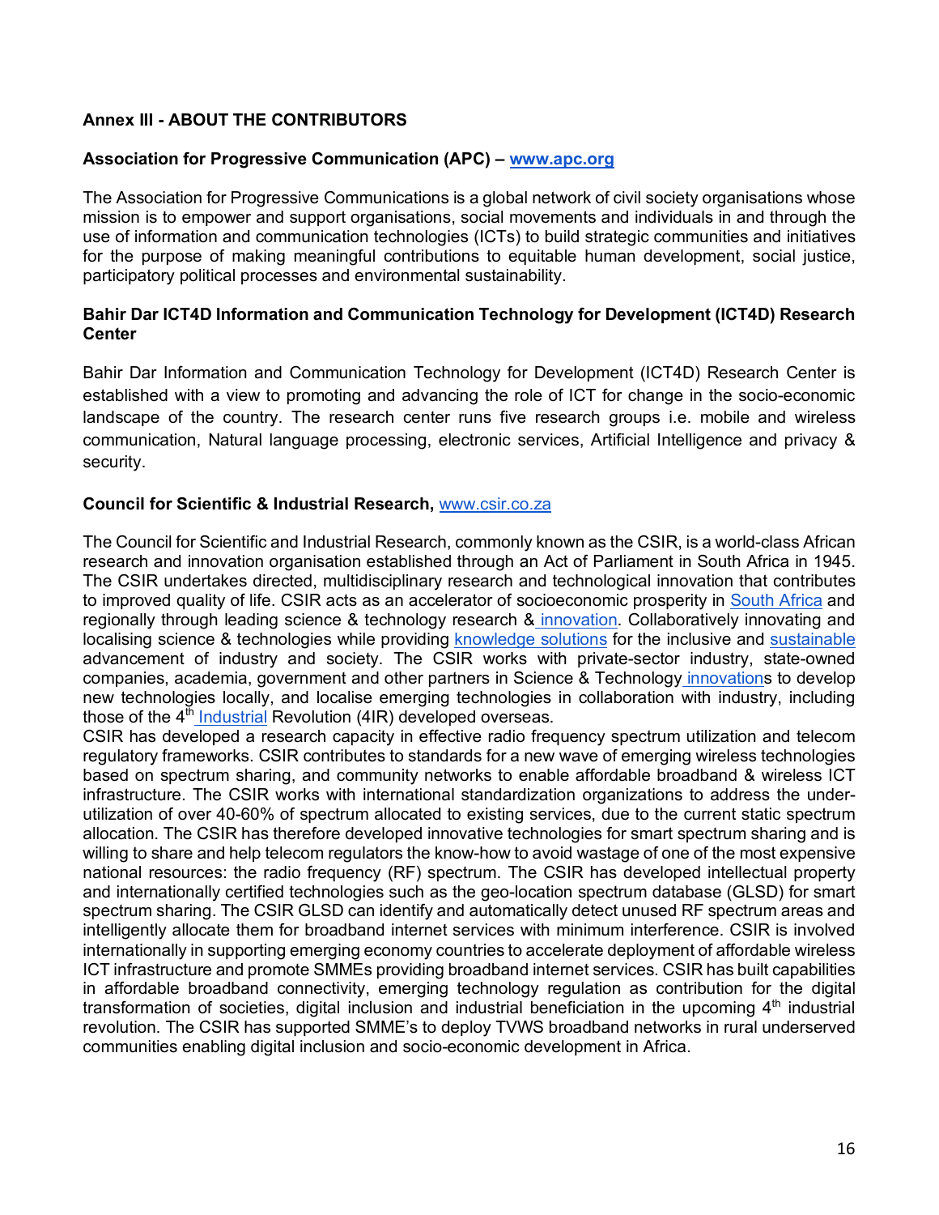## Annex III - ABOUT THE CONTRIBUTORS

### Association for Progressive Communication (APC) – www.apc.org

The Association for Progressive Communications is a global network of civil society organisations whose mission is to empower and support organisations, social movements and individuals in and through the use of information and communication technologies (ICTs) to build strategic communities and initiatives for the purpose of making meaningful contributions to equitable human development, social justice, participatory political processes and environmental sustainability.

### Bahir Dar ICT4D Information and Communication Technology for Development (ICT4D) Research Center

Bahir Dar Information and Communication Technology for Development (ICT4D) Research Center is established with a view to promoting and advancing the role of ICT for change in the socio-economic landscape of the country. The research center runs five research groups i.e. mobile and wireless communication, Natural language processing, electronic services, Artificial Intelligence and privacy & security.

### Council for Scientific & Industrial Research, www.csir.co.za

The Council for Scientific and Industrial Research, commonly known as the CSIR, is a world-class African research and innovation organisation established through an Act of Parliament in South Africa in 1945. The CSIR undertakes directed, multidisciplinary research and technological innovation that contributes to improved quality of life. CSIR acts as an accelerator of socioeconomic prosperity in South Africa and regionally through leading science & technology research & innovation. Collaboratively innovating and localising science & technologies while providing knowledge solutions for the inclusive and sustainable advancement of industry and society. The CSIR works with private-sector industry, state-owned companies, academia, government and other partners in Science & Technology innovations to develop new technologies locally, and localise emerging technologies in collaboration with industry, including those of the 4th Industrial Revolution (4IR) developed overseas.

CSIR has developed a research capacity in effective radio frequency spectrum utilization and telecom regulatory frameworks. CSIR contributes to standards for a new wave of emerging wireless technologies based on spectrum sharing, and community networks to enable affordable broadband & wireless ICT infrastructure. The CSIR works with international standardization organizations to address the under-utilization of over 40-60% of spectrum allocated to existing services, due to the current static spectrum allocation. The CSIR has therefore developed innovative technologies for smart spectrum sharing and is willing to share and help telecom regulators the know-how to avoid wastage of one of the most expensive national resources: the radio frequency (RF) spectrum. The CSIR has developed intellectual property and internationally certified technologies such as the geo-location spectrum database (GLSD) for smart spectrum sharing. The CSIR GLSD can identify and automatically detect unused RF spectrum areas and intelligently allocate them for broadband internet services with minimum interference. CSIR is involved internationally in supporting emerging economy countries to accelerate deployment of affordable wireless ICT infrastructure and promote SMMEs providing broadband internet services. CSIR has built capabilities in affordable broadband connectivity, emerging technology regulation as contribution for the digital transformation of societies, digital inclusion and industrial beneficiation in the upcoming 4th industrial revolution. The CSIR has supported SMME's to deploy TVWS broadband networks in rural underserved communities enabling digital inclusion and socio-economic development in Africa.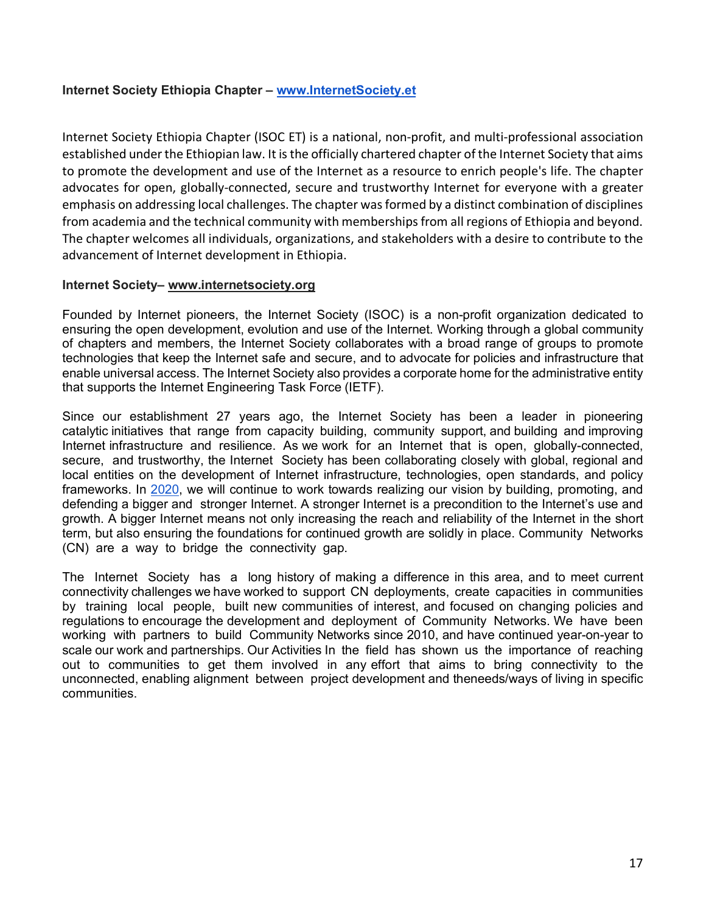**Internet Society Ethiopia Chapter – [www.InternetSociety.et](http://www.InternetSociety.et)**

Internet Society Ethiopia Chapter (ISOC ET) is a national, non-profit, and multi-professional association established under the Ethiopian law. It is the officially chartered chapter of the Internet Society that aims to promote the development and use of the Internet as a resource to enrich people's life. The chapter advocates for open, globally-connected, secure and trustworthy Internet for everyone with a greater emphasis on addressing local challenges. The chapter was formed by a distinct combination of disciplines from academia and the technical community with memberships from all regions of Ethiopia and beyond. The chapter welcomes all individuals, organizations, and stakeholders with a desire to contribute to the advancement of Internet development in Ethiopia.

**Internet Society– [www.internetsociety.org](http://www.internetsociety.org)**

Founded by Internet pioneers, the Internet Society (ISOC) is a non-profit organization dedicated to ensuring the open development, evolution and use of the Internet. Working through a global community of chapters and members, the Internet Society collaborates with a broad range of groups to promote technologies that keep the Internet safe and secure, and to advocate for policies and infrastructure that enable universal access. The Internet Society also provides a corporate home for the administrative entity that supports the Internet Engineering Task Force (IETF).

Since our establishment 27 years ago, the Internet Society has been a leader in pioneering catalytic initiatives that range from capacity building, community support, and building and improving Internet infrastructure and resilience. As we work for an Internet that is open, globally-connected, secure, and trustworthy, the Internet Society has been collaborating closely with global, regional and local entities on the development of Internet infrastructure, technologies, open standards, and policy frameworks. In 2020, we will continue to work towards realizing our vision by building, promoting, and defending a bigger and stronger Internet. A stronger Internet is a precondition to the Internet's use and growth. A bigger Internet means not only increasing the reach and reliability of the Internet in the short term, but also ensuring the foundations for continued growth are solidly in place. Community Networks (CN) are a way to bridge the connectivity gap.

The Internet Society has a long history of making a difference in this area, and to meet current connectivity challenges we have worked to support CN deployments, create capacities in communities by training local people, built new communities of interest, and focused on changing policies and regulations to encourage the development and deployment of Community Networks. We have been working with partners to build Community Networks since 2010, and have continued year-on-year to scale our work and partnerships. Our Activities In the field has shown us the importance of reaching out to communities to get them involved in any effort that aims to bring connectivity to the unconnected, enabling alignment between project development and theneeds/ways of living in specific communities.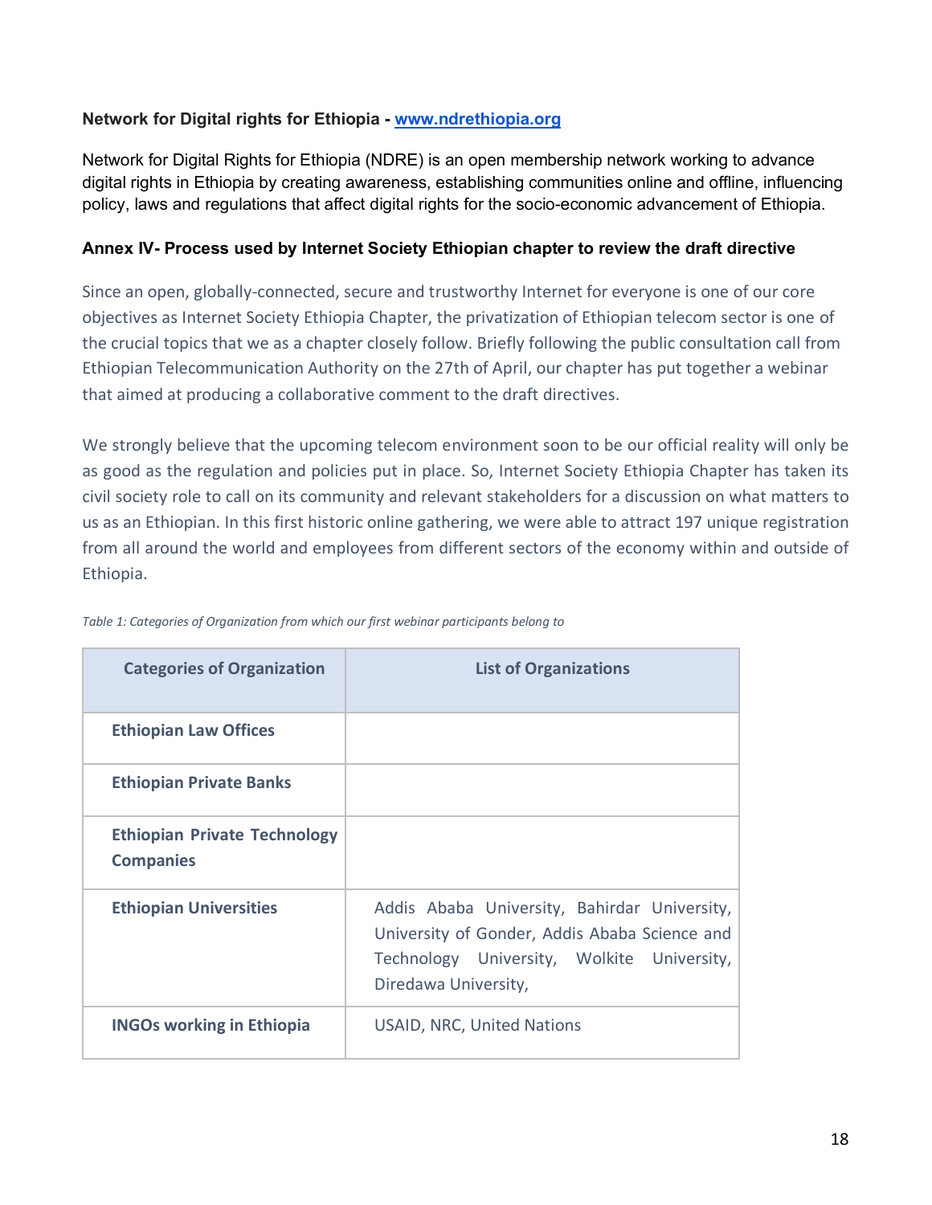**Network for Digital rights for Ethiopia - [www.ndrethiopia.org](http://www.ndrethiopia.org)**

Network for Digital Rights for Ethiopia (NDRE) is an open membership network working to advance digital rights in Ethiopia by creating awareness, establishing communities online and offline, influencing policy, laws and regulations that affect digital rights for the socio-economic advancement of Ethiopia.

**Annex IV- Process used by Internet Society Ethiopian chapter to review the draft directive**

Since an open, globally-connected, secure and trustworthy Internet for everyone is one of our core objectives as Internet Society Ethiopia Chapter, the privatization of Ethiopian telecom sector is one of the crucial topics that we as a chapter closely follow. Briefly following the public consultation call from Ethiopian Telecommunication Authority on the 27th of April, our chapter has put together a webinar that aimed at producing a collaborative comment to the draft directives.

We strongly believe that the upcoming telecom environment soon to be our official reality will only be as good as the regulation and policies put in place. So, Internet Society Ethiopia Chapter has taken its civil society role to call on its community and relevant stakeholders for a discussion on what matters to us as an Ethiopian. In this first historic online gathering, we were able to attract 197 unique registration from all around the world and employees from different sectors of the economy within and outside of Ethiopia.

*Table 1: Categories of Organization from which our first webinar participants belong to*

| Categories of Organization | List of Organizations |
|---|---|
| **Ethiopian Law Offices** | |
| **Ethiopian Private Banks** | |
| **Ethiopian Private Technology Companies** | |
| **Ethiopian Universities** | Addis Ababa University, Bahirdar University, University of Gonder, Addis Ababa Science and Technology University, Wolkite University, Diredawa University, |
| **INGOs working in Ethiopia** | USAID, NRC, United Nations |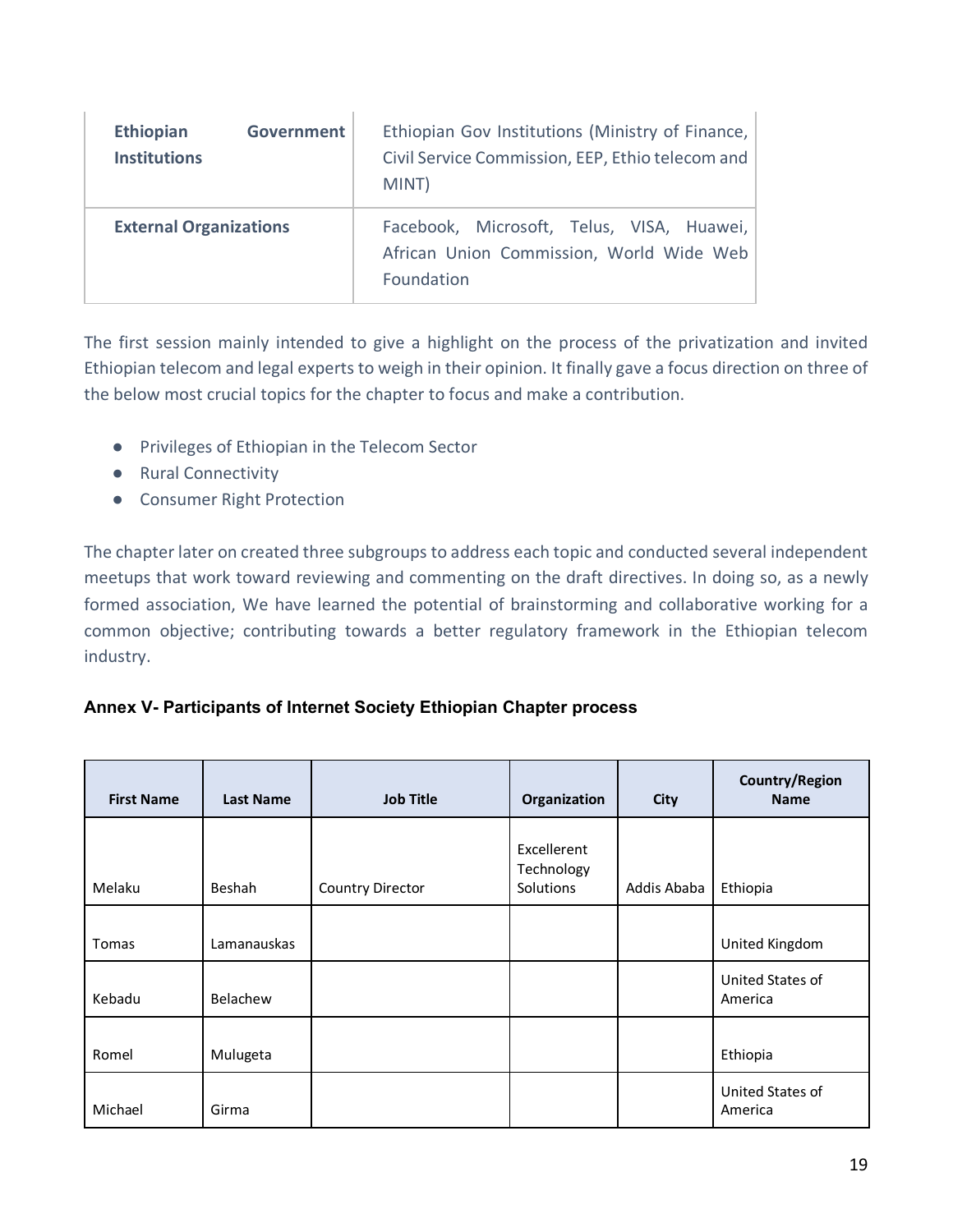| **Ethiopian Government Institutions** | Ethiopian Gov Institutions (Ministry of Finance, Civil Service Commission, EEP, Ethio telecom and MINT) |
|---|---|
| **External Organizations** | Facebook, Microsoft, Telus, VISA, Huawei, African Union Commission, World Wide Web Foundation |

The first session mainly intended to give a highlight on the process of the privatization and invited Ethiopian telecom and legal experts to weigh in their opinion. It finally gave a focus direction on three of the below most crucial topics for the chapter to focus and make a contribution.

- Privileges of Ethiopian in the Telecom Sector
- Rural Connectivity
- Consumer Right Protection

The chapter later on created three subgroups to address each topic and conducted several independent meetups that work toward reviewing and commenting on the draft directives. In doing so, as a newly formed association, We have learned the potential of brainstorming and collaborative working for a common objective; contributing towards a better regulatory framework in the Ethiopian telecom industry.

**Annex V- Participants of Internet Society Ethiopian Chapter process**

| First Name | Last Name | Job Title | Organization | City | Country/Region Name |
|---|---|---|---|---|---|
| Melaku | Beshah | Country Director | Excellerent Technology Solutions | Addis Ababa | Ethiopia |
| Tomas | Lamanauskas | | | | United Kingdom |
| Kebadu | Belachew | | | | United States of America |
| Romel | Mulugeta | | | | Ethiopia |
| Michael | Girma | | | | United States of America |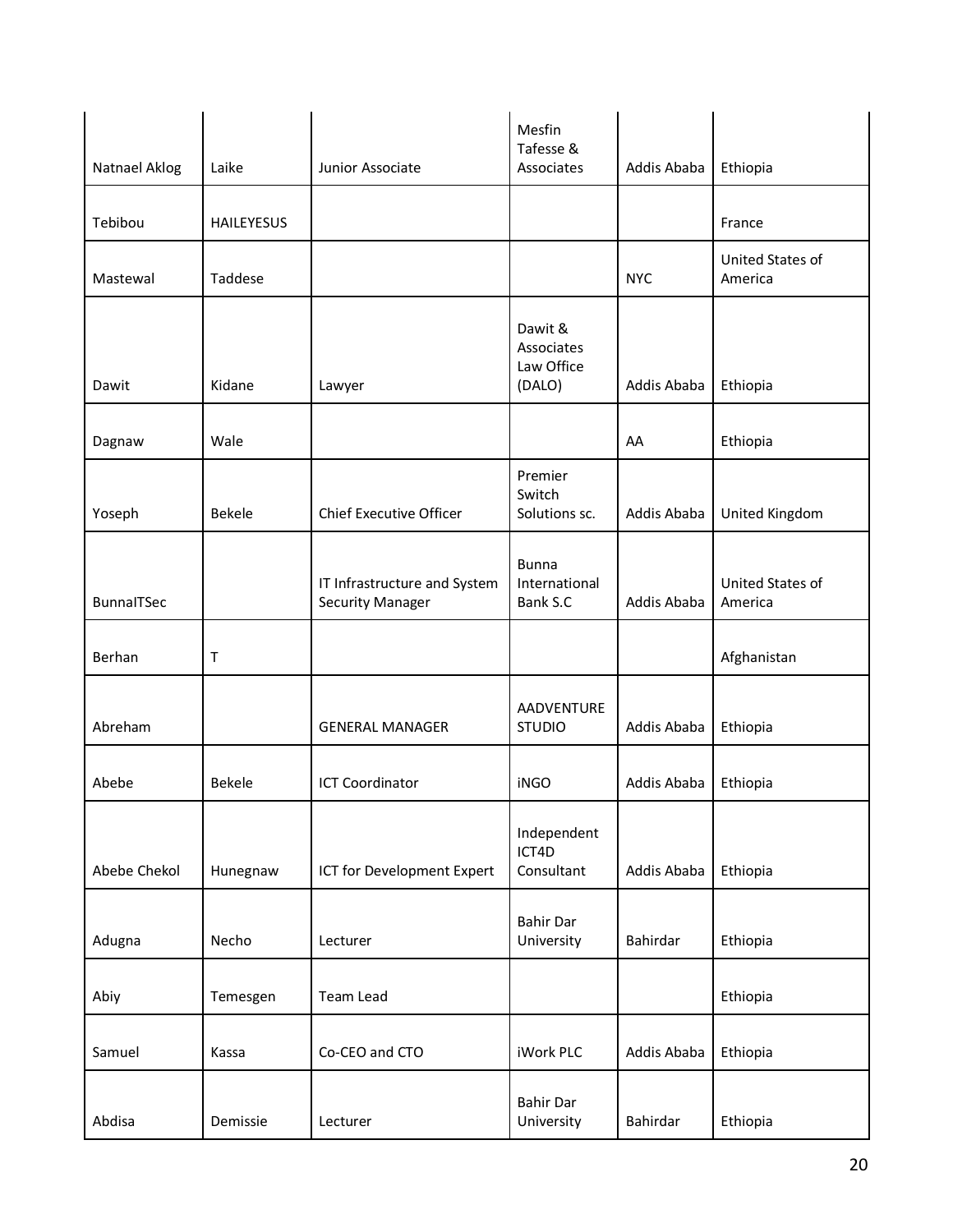| | | | | | |
|---|---|---|---|---|---|
| Natnael Aklog | Laike | Junior Associate | Mesfin Tafesse & Associates | Addis Ababa | Ethiopia |
| Tebibou | HAILEYESUS | | | | France |
| Mastewal | Taddese | | | NYC | United States of America |
| Dawit | Kidane | Lawyer | Dawit & Associates Law Office (DALO) | Addis Ababa | Ethiopia |
| Dagnaw | Wale | | | AA | Ethiopia |
| Yoseph | Bekele | Chief Executive Officer | Premier Switch Solutions sc. | Addis Ababa | United Kingdom |
| BunnaITSec | | IT Infrastructure and System Security Manager | Bunna International Bank S.C | Addis Ababa | United States of America |
| Berhan | T | | | | Afghanistan |
| Abreham | | GENERAL MANAGER | AADVENTURE STUDIO | Addis Ababa | Ethiopia |
| Abebe | Bekele | ICT Coordinator | iNGO | Addis Ababa | Ethiopia |
| Abebe Chekol | Hunegnaw | ICT for Development Expert | Independent ICT4D Consultant | Addis Ababa | Ethiopia |
| Adugna | Necho | Lecturer | Bahir Dar University | Bahirdar | Ethiopia |
| Abiy | Temesgen | Team Lead | | | Ethiopia |
| Samuel | Kassa | Co-CEO and CTO | iWork PLC | Addis Ababa | Ethiopia |
| Abdisa | Demissie | Lecturer | Bahir Dar University | Bahirdar | Ethiopia |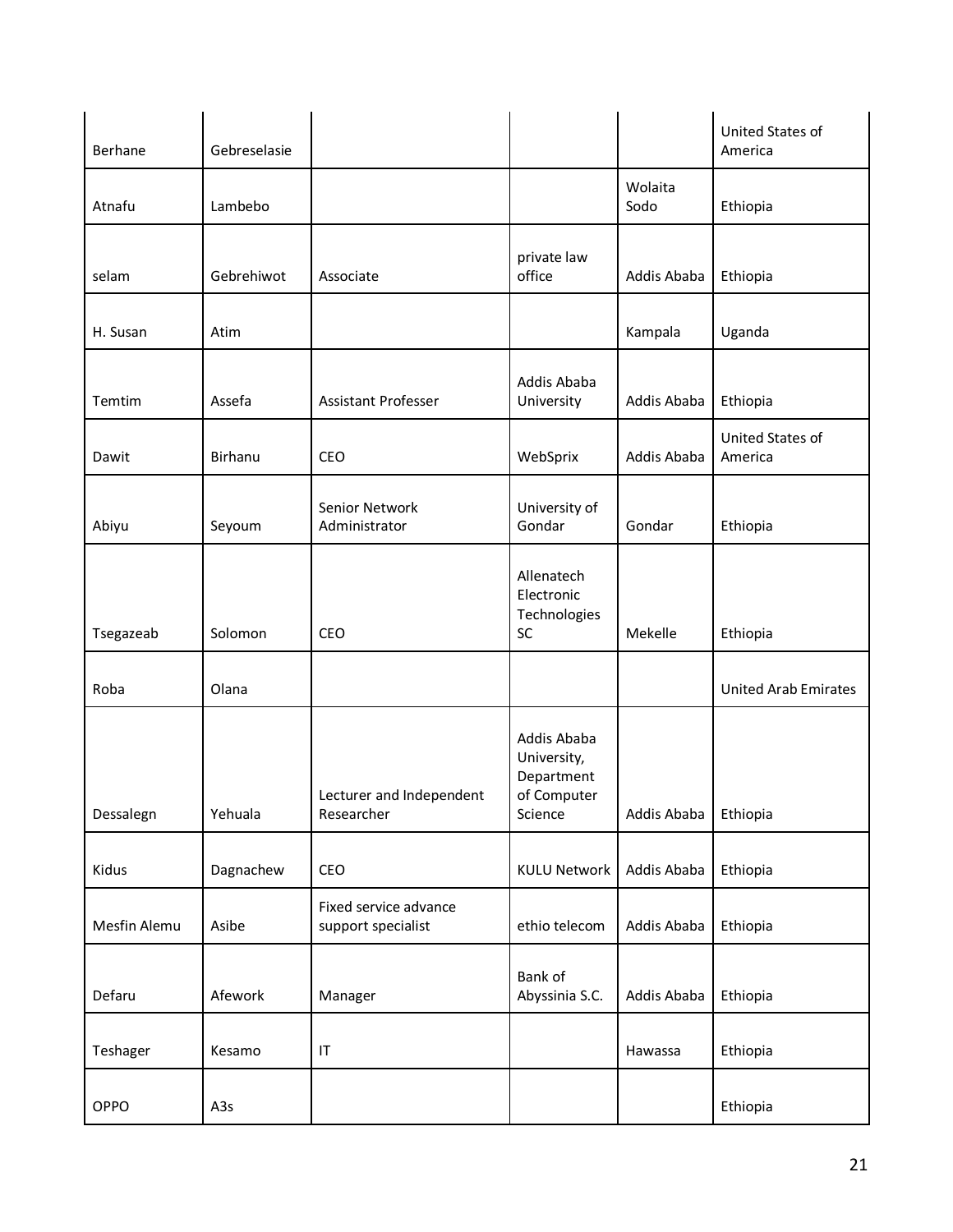| | | | | | |
|---|---|---|---|---|---|
| Berhane | Gebreselasie | | | | United States of America |
| Atnafu | Lambebo | | | Wolaita Sodo | Ethiopia |
| selam | Gebrehiwot | Associate | private law office | Addis Ababa | Ethiopia |
| H. Susan | Atim | | | Kampala | Uganda |
| Temtim | Assefa | Assistant Professer | Addis Ababa University | Addis Ababa | Ethiopia |
| Dawit | Birhanu | CEO | WebSprix | Addis Ababa | United States of America |
| Abiyu | Seyoum | Senior Network Administrator | University of Gondar | Gondar | Ethiopia |
| Tsegazeab | Solomon | CEO | Allenatech Electronic Technologies SC | Mekelle | Ethiopia |
| Roba | Olana | | | | United Arab Emirates |
| Dessalegn | Yehuala | Lecturer and Independent Researcher | Addis Ababa University, Department of Computer Science | Addis Ababa | Ethiopia |
| Kidus | Dagnachew | CEO | KULU Network | Addis Ababa | Ethiopia |
| Mesfin Alemu | Asibe | Fixed service advance support specialist | ethio telecom | Addis Ababa | Ethiopia |
| Defaru | Afework | Manager | Bank of Abyssinia S.C. | Addis Ababa | Ethiopia |
| Teshager | Kesamo | IT | | Hawassa | Ethiopia |
| OPPO | A3s | | | | Ethiopia |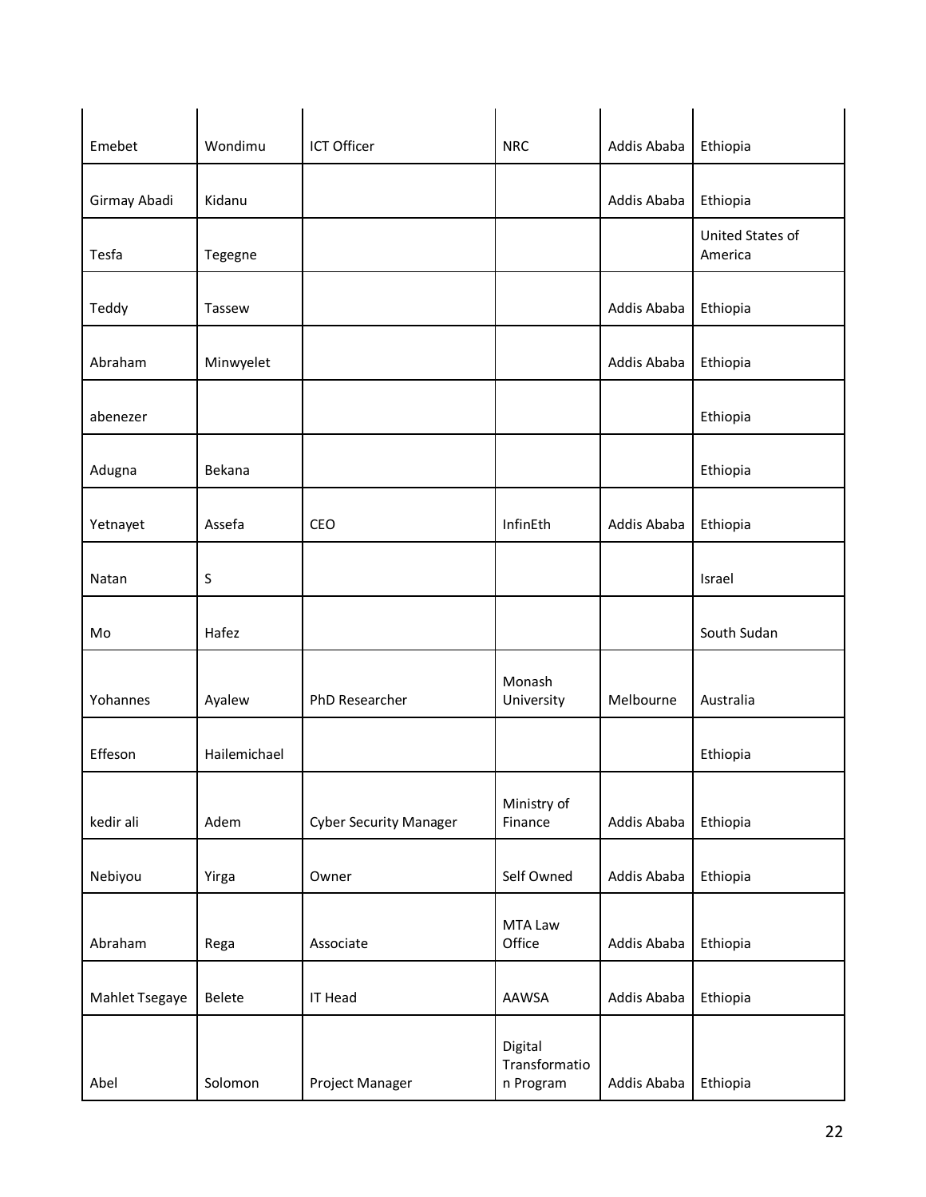| | | | | | |
|---|---|---|---|---|---|
| Emebet | Wondimu | ICT Officer | NRC | Addis Ababa | Ethiopia |
| Girmay Abadi | Kidanu | | | Addis Ababa | Ethiopia |
| Tesfa | Tegegne | | | | United States of America |
| Teddy | Tassew | | | Addis Ababa | Ethiopia |
| Abraham | Minwyelet | | | Addis Ababa | Ethiopia |
| abenezer | | | | | Ethiopia |
| Adugna | Bekana | | | | Ethiopia |
| Yetnayet | Assefa | CEO | InfinEth | Addis Ababa | Ethiopia |
| Natan | S | | | | Israel |
| Mo | Hafez | | | | South Sudan |
| Yohannes | Ayalew | PhD Researcher | Monash University | Melbourne | Australia |
| Effeson | Hailemichael | | | | Ethiopia |
| kedir ali | Adem | Cyber Security Manager | Ministry of Finance | Addis Ababa | Ethiopia |
| Nebiyou | Yirga | Owner | Self Owned | Addis Ababa | Ethiopia |
| Abraham | Rega | Associate | MTA Law Office | Addis Ababa | Ethiopia |
| Mahlet Tsegaye | Belete | IT Head | AAWSA | Addis Ababa | Ethiopia |
| Abel | Solomon | Project Manager | Digital Transformation Program | Addis Ababa | Ethiopia |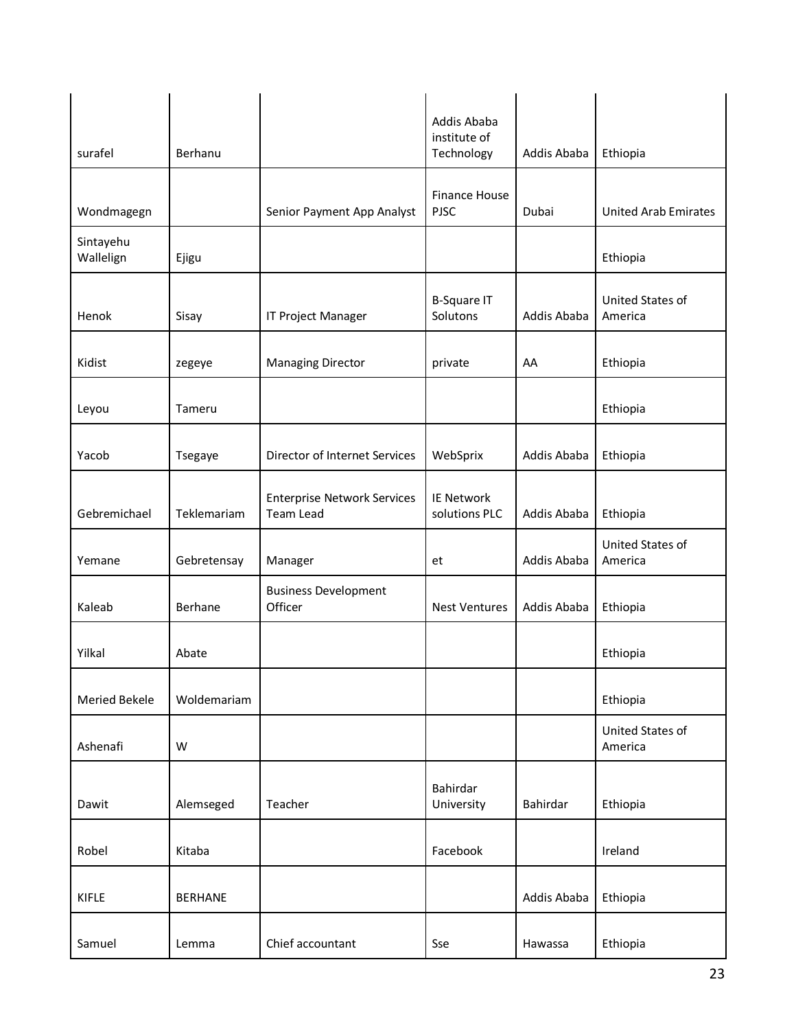| | | | | | |
|---|---|---|---|---|---|
| surafel | Berhanu | | Addis Ababa institute of Technology | Addis Ababa | Ethiopia |
| Wondmagegn | | Senior Payment App Analyst | Finance House PJSC | Dubai | United Arab Emirates |
| Sintayehu Wallelign | Ejigu | | | | Ethiopia |
| Henok | Sisay | IT Project Manager | B-Square IT Solutons | Addis Ababa | United States of America |
| Kidist | zegeye | Managing Director | private | AA | Ethiopia |
| Leyou | Tameru | | | | Ethiopia |
| Yacob | Tsegaye | Director of Internet Services | WebSprix | Addis Ababa | Ethiopia |
| Gebremichael | Teklemariam | Enterprise Network Services Team Lead | IE Network solutions PLC | Addis Ababa | Ethiopia |
| Yemane | Gebretensay | Manager | et | Addis Ababa | United States of America |
| Kaleab | Berhane | Business Development Officer | Nest Ventures | Addis Ababa | Ethiopia |
| Yilkal | Abate | | | | Ethiopia |
| Meried Bekele | Woldemariam | | | | Ethiopia |
| Ashenafi | W | | | | United States of America |
| Dawit | Alemseged | Teacher | Bahirdar University | Bahirdar | Ethiopia |
| Robel | Kitaba | | Facebook | | Ireland |
| KIFLE | BERHANE | | | Addis Ababa | Ethiopia |
| Samuel | Lemma | Chief accountant | Sse | Hawassa | Ethiopia |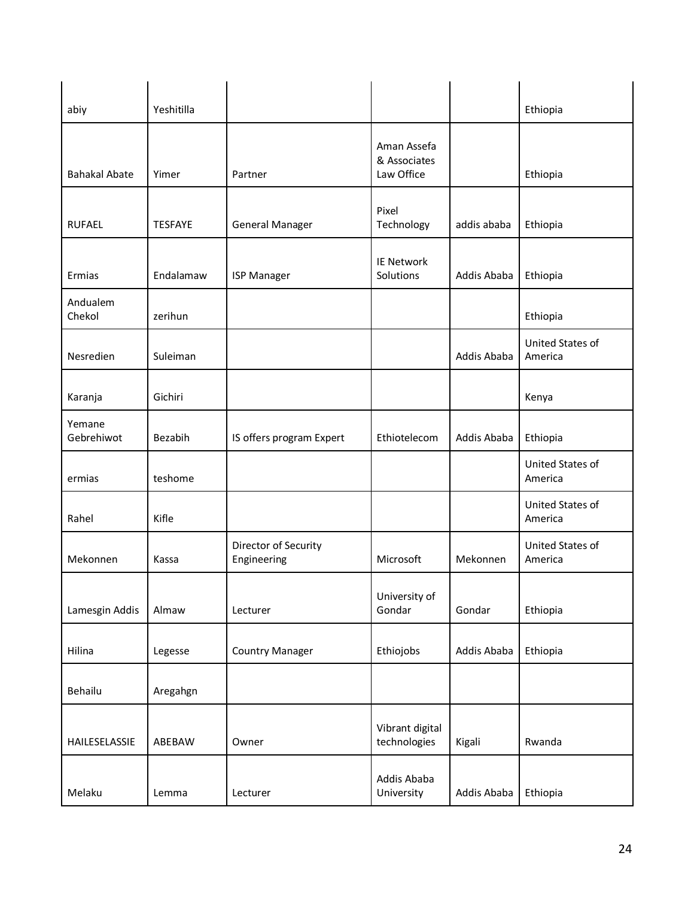| | | | | | |
|---|---|---|---|---|---|
| abiy | Yeshitilla | | | | Ethiopia |
| Bahakal Abate | Yimer | Partner | Aman Assefa & Associates Law Office | | Ethiopia |
| RUFAEL | TESFAYE | General Manager | Pixel Technology | addis ababa | Ethiopia |
| Ermias | Endalamaw | ISP Manager | IE Network Solutions | Addis Ababa | Ethiopia |
| Andualem Chekol | zerihun | | | | Ethiopia |
| Nesredien | Suleiman | | | Addis Ababa | United States of America |
| Karanja | Gichiri | | | | Kenya |
| Yemane Gebrehiwot | Bezabih | IS offers program Expert | Ethiotelecom | Addis Ababa | Ethiopia |
| ermias | teshome | | | | United States of America |
| Rahel | Kifle | | | | United States of America |
| Mekonnen | Kassa | Director of Security Engineering | Microsoft | Mekonnen | United States of America |
| Lamesgin Addis | Almaw | Lecturer | University of Gondar | Gondar | Ethiopia |
| Hilina | Legesse | Country Manager | Ethiojobs | Addis Ababa | Ethiopia |
| Behailu | Aregahgn | | | | |
| HAILESELASSIE | ABEBAW | Owner | Vibrant digital technologies | Kigali | Rwanda |
| Melaku | Lemma | Lecturer | Addis Ababa University | Addis Ababa | Ethiopia |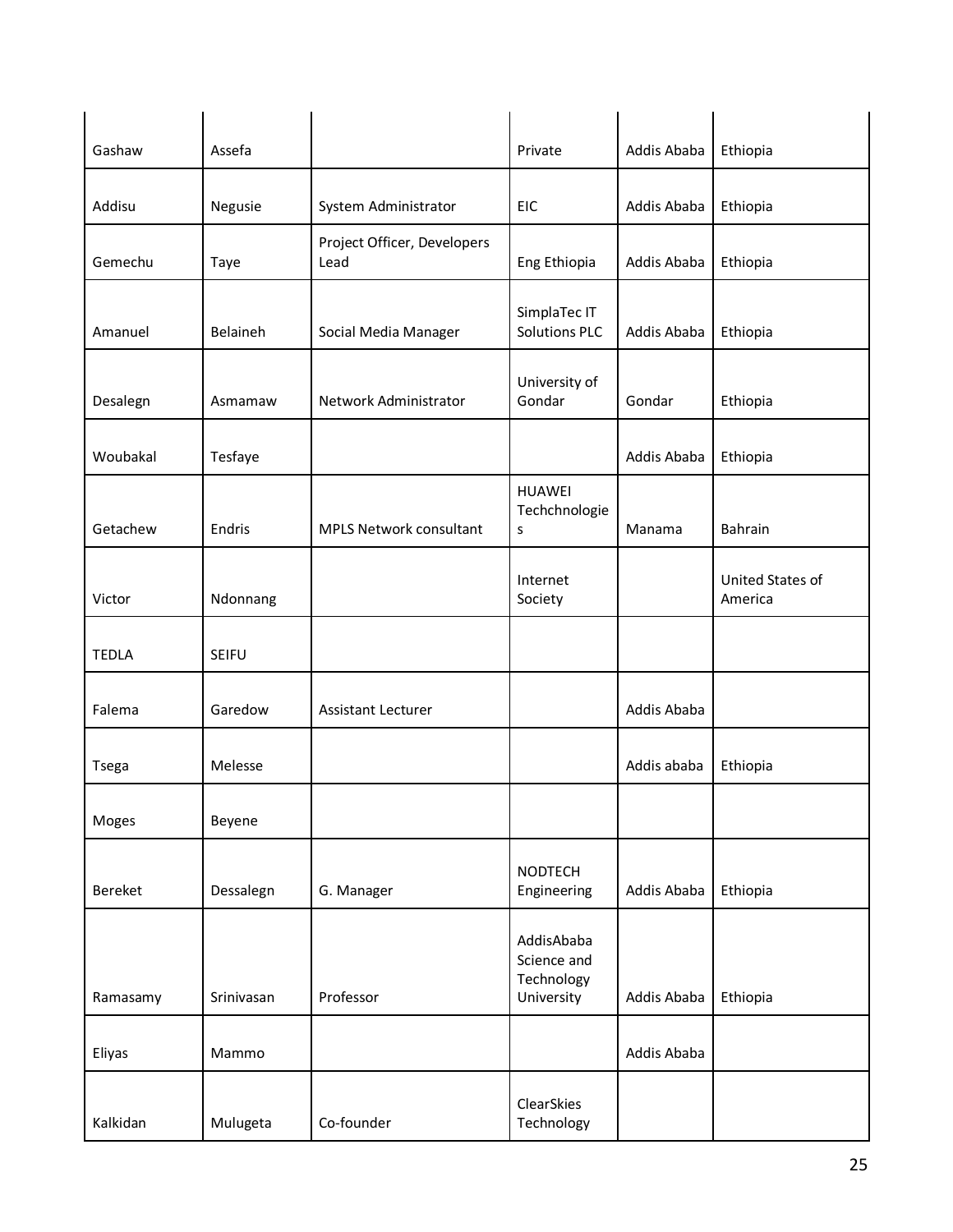| | | | | | |
|---|---|---|---|---|---|
| Gashaw | Assefa | | Private | Addis Ababa | Ethiopia |
| Addisu | Negusie | System Administrator | EIC | Addis Ababa | Ethiopia |
| Gemechu | Taye | Project Officer, Developers Lead | Eng Ethiopia | Addis Ababa | Ethiopia |
| Amanuel | Belaineh | Social Media Manager | SimplaTec IT Solutions PLC | Addis Ababa | Ethiopia |
| Desalegn | Asmamaw | Network Administrator | University of Gondar | Gondar | Ethiopia |
| Woubakal | Tesfaye | | | Addis Ababa | Ethiopia |
| Getachew | Endris | MPLS Network consultant | HUAWEI Techchnologies | Manama | Bahrain |
| Victor | Ndonnang | | Internet Society | | United States of America |
| TEDLA | SEIFU | | | | |
| Falema | Garedow | Assistant Lecturer | | Addis Ababa | |
| Tsega | Melesse | | | Addis ababa | Ethiopia |
| Moges | Beyene | | | | |
| Bereket | Dessalegn | G. Manager | NODTECH Engineering | Addis Ababa | Ethiopia |
| Ramasamy | Srinivasan | Professor | AddisAbaba Science and Technology University | Addis Ababa | Ethiopia |
| Eliyas | Mammo | | | Addis Ababa | |
| Kalkidan | Mulugeta | Co-founder | ClearSkies Technology | | |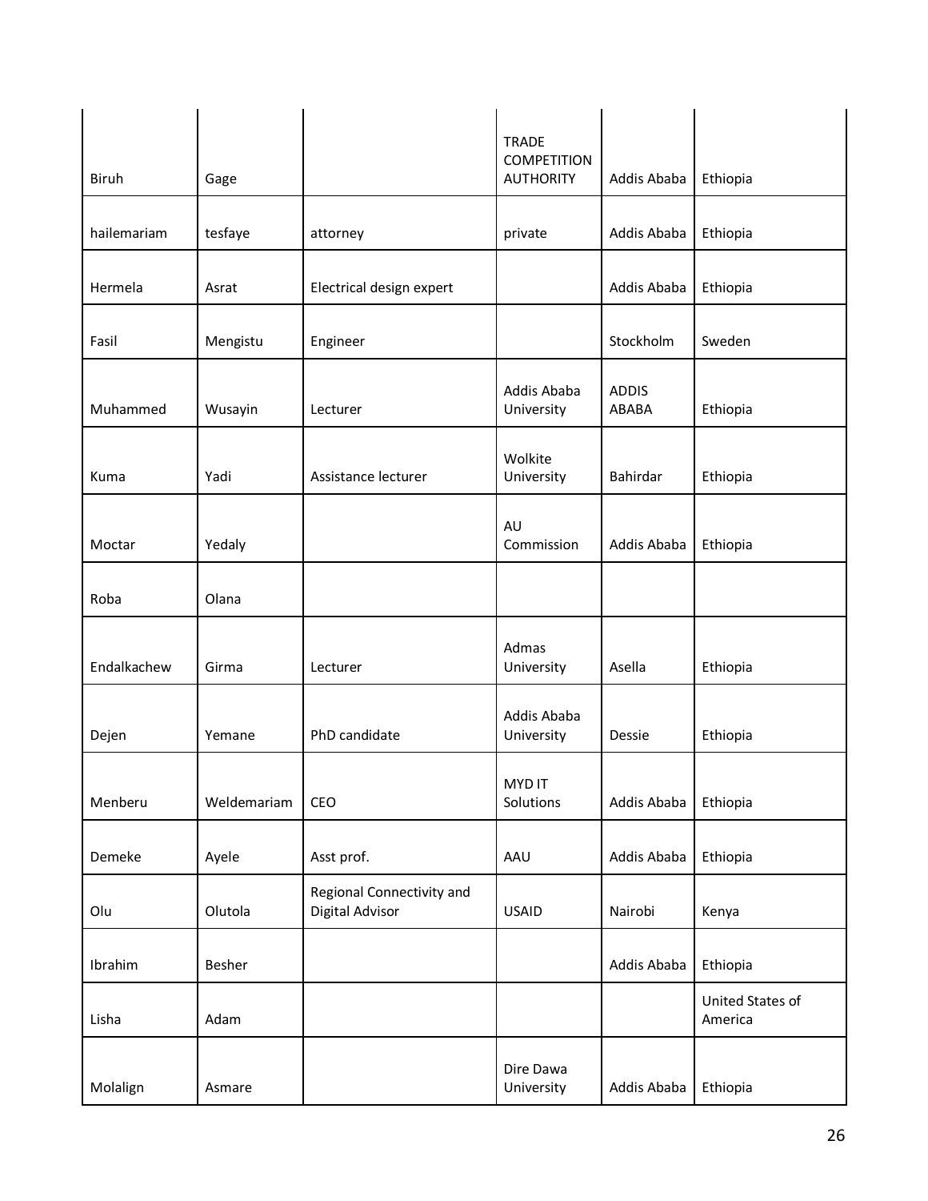| | | | | | |
|---|---|---|---|---|---|
| Biruh | Gage | | TRADE COMPETITION AUTHORITY | Addis Ababa | Ethiopia |
| hailemariam | tesfaye | attorney | private | Addis Ababa | Ethiopia |
| Hermela | Asrat | Electrical design expert | | Addis Ababa | Ethiopia |
| Fasil | Mengistu | Engineer | | Stockholm | Sweden |
| Muhammed | Wusayin | Lecturer | Addis Ababa University | ADDIS ABABA | Ethiopia |
| Kuma | Yadi | Assistance lecturer | Wolkite University | Bahirdar | Ethiopia |
| Moctar | Yedaly | | AU Commission | Addis Ababa | Ethiopia |
| Roba | Olana | | | | |
| Endalkachew | Girma | Lecturer | Admas University | Asella | Ethiopia |
| Dejen | Yemane | PhD candidate | Addis Ababa University | Dessie | Ethiopia |
| Menberu | Weldemariam | CEO | MYD IT Solutions | Addis Ababa | Ethiopia |
| Demeke | Ayele | Asst prof. | AAU | Addis Ababa | Ethiopia |
| Olu | Olutola | Regional Connectivity and Digital Advisor | USAID | Nairobi | Kenya |
| Ibrahim | Besher | | | Addis Ababa | Ethiopia |
| Lisha | Adam | | | | United States of America |
| Molalign | Asmare | | Dire Dawa University | Addis Ababa | Ethiopia |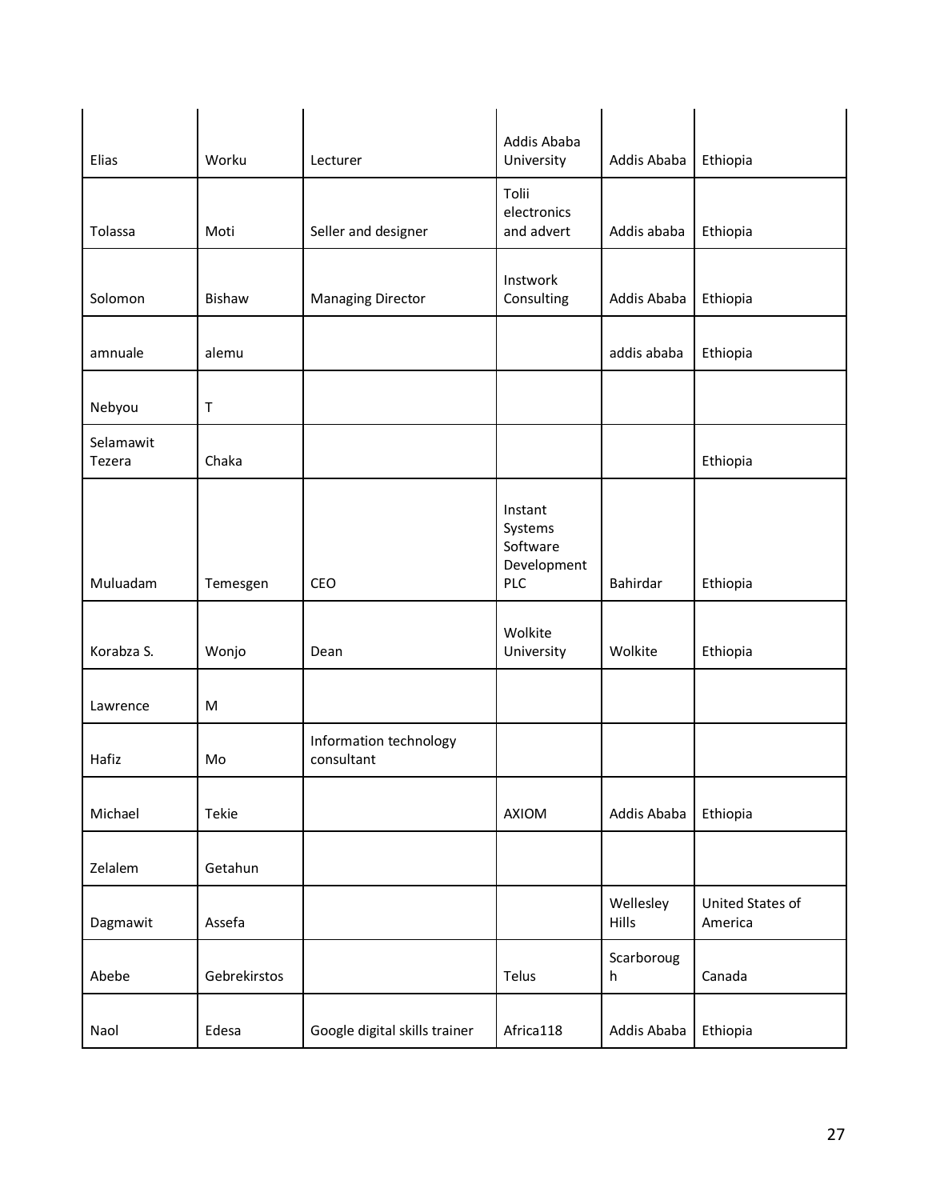| | | | | | |
|---|---|---|---|---|---|
| Elias | Worku | Lecturer | Addis Ababa University | Addis Ababa | Ethiopia |
| Tolassa | Moti | Seller and designer | Tolii electronics and advert | Addis ababa | Ethiopia |
| Solomon | Bishaw | Managing Director | Instwork Consulting | Addis Ababa | Ethiopia |
| amnuale | alemu | | | addis ababa | Ethiopia |
| Nebyou | T | | | | |
| Selamawit Tezera | Chaka | | | | Ethiopia |
| Muluadam | Temesgen | CEO | Instant Systems Software Development PLC | Bahirdar | Ethiopia |
| Korabza S. | Wonjo | Dean | Wolkite University | Wolkite | Ethiopia |
| Lawrence | M | | | | |
| Hafiz | Mo | Information technology consultant | | | |
| Michael | Tekie | | AXIOM | Addis Ababa | Ethiopia |
| Zelalem | Getahun | | | | |
| Dagmawit | Assefa | | | Wellesley Hills | United States of America |
| Abebe | Gebrekirstos | | Telus | Scarborough | Canada |
| Naol | Edesa | Google digital skills trainer | Africa118 | Addis Ababa | Ethiopia |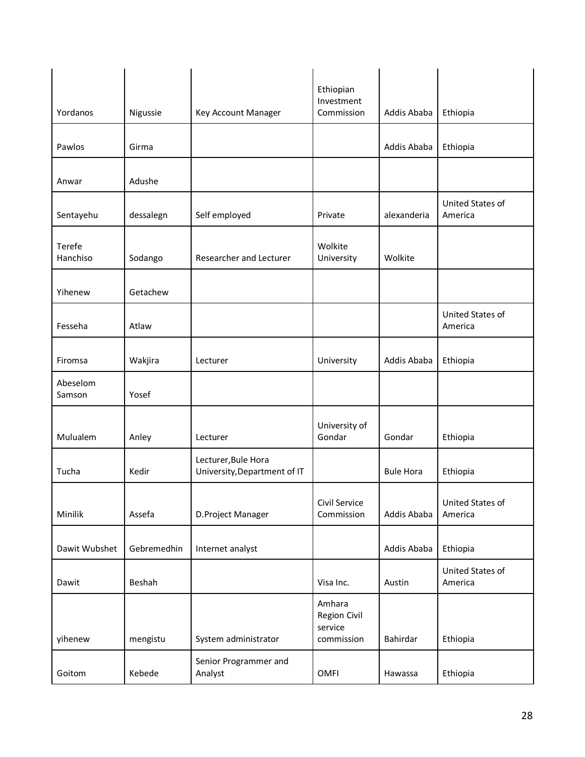| | | | | | |
|---|---|---|---|---|---|
| Yordanos | Nigussie | Key Account Manager | Ethiopian Investment Commission | Addis Ababa | Ethiopia |
| Pawlos | Girma | | | Addis Ababa | Ethiopia |
| Anwar | Adushe | | | | |
| Sentayehu | dessalegn | Self employed | Private | alexanderia | United States of America |
| Terefe Hanchiso | Sodango | Researcher and Lecturer | Wolkite University | Wolkite | |
| Yihenew | Getachew | | | | |
| Fesseha | Atlaw | | | | United States of America |
| Firomsa | Wakjira | Lecturer | University | Addis Ababa | Ethiopia |
| Abeselom Samson | Yosef | | | | |
| Mulualem | Anley | Lecturer | University of Gondar | Gondar | Ethiopia |
| Tucha | Kedir | Lecturer,Bule Hora University,Department of IT | | Bule Hora | Ethiopia |
| Minilik | Assefa | D.Project Manager | Civil Service Commission | Addis Ababa | United States of America |
| Dawit Wubshet | Gebremedhin | Internet analyst | | Addis Ababa | Ethiopia |
| Dawit | Beshah | | Visa Inc. | Austin | United States of America |
| yihenew | mengistu | System administrator | Amhara Region Civil service commission | Bahirdar | Ethiopia |
| Goitom | Kebede | Senior Programmer and Analyst | OMFI | Hawassa | Ethiopia |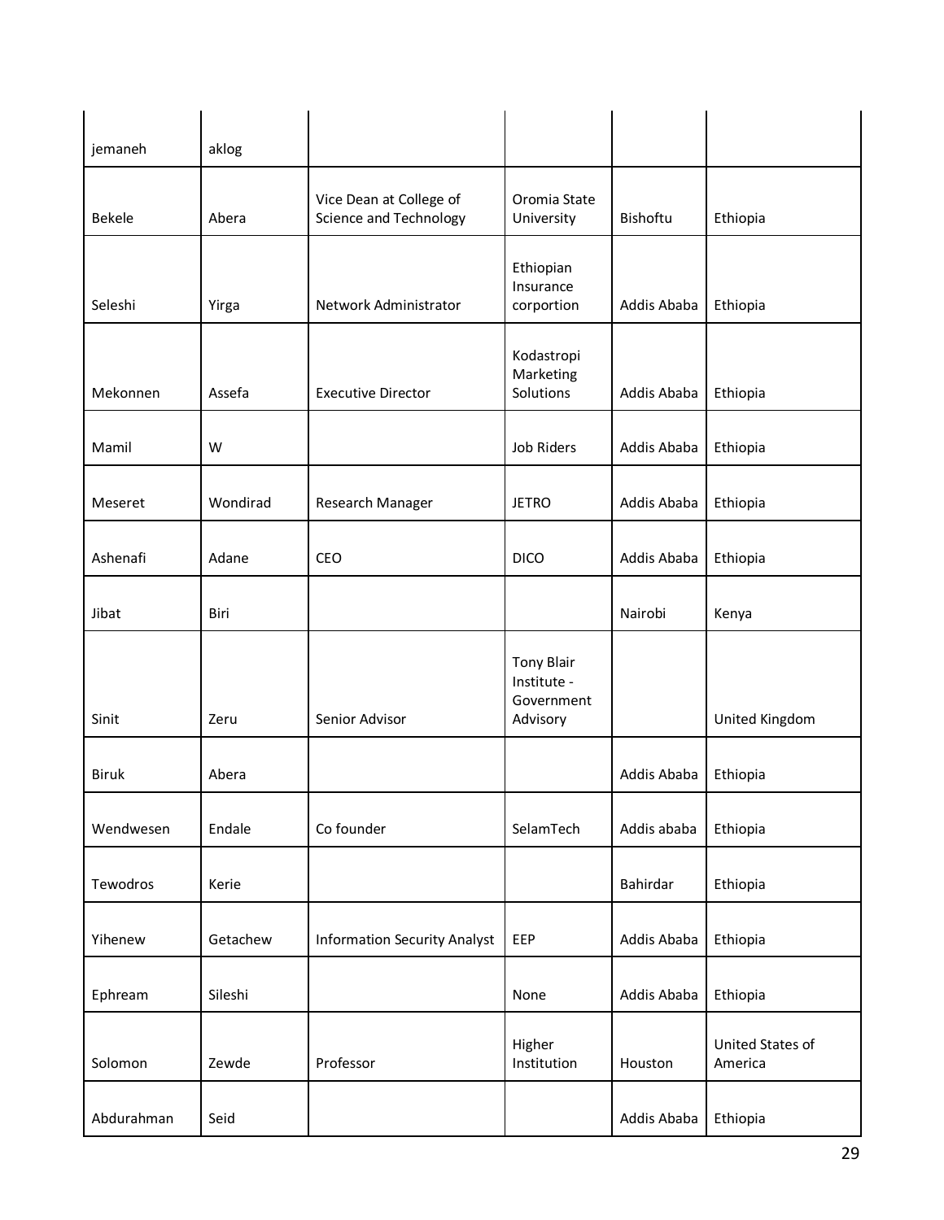| jemaneh | aklog | | | | |
|---|---|---|---|---|---|
| Bekele | Abera | Vice Dean at College of Science and Technology | Oromia State University | Bishoftu | Ethiopia |
| Seleshi | Yirga | Network Administrator | Ethiopian Insurance corportion | Addis Ababa | Ethiopia |
| Mekonnen | Assefa | Executive Director | Kodastropi Marketing Solutions | Addis Ababa | Ethiopia |
| Mamil | W | | Job Riders | Addis Ababa | Ethiopia |
| Meseret | Wondirad | Research Manager | JETRO | Addis Ababa | Ethiopia |
| Ashenafi | Adane | CEO | DICO | Addis Ababa | Ethiopia |
| Jibat | Biri | | | Nairobi | Kenya |
| Sinit | Zeru | Senior Advisor | Tony Blair Institute - Government Advisory | | United Kingdom |
| Biruk | Abera | | | Addis Ababa | Ethiopia |
| Wendwesen | Endale | Co founder | SelamTech | Addis ababa | Ethiopia |
| Tewodros | Kerie | | | Bahirdar | Ethiopia |
| Yihenew | Getachew | Information Security Analyst | EEP | Addis Ababa | Ethiopia |
| Ephream | Sileshi | | None | Addis Ababa | Ethiopia |
| Solomon | Zewde | Professor | Higher Institution | Houston | United States of America |
| Abdurahman | Seid | | | Addis Ababa | Ethiopia |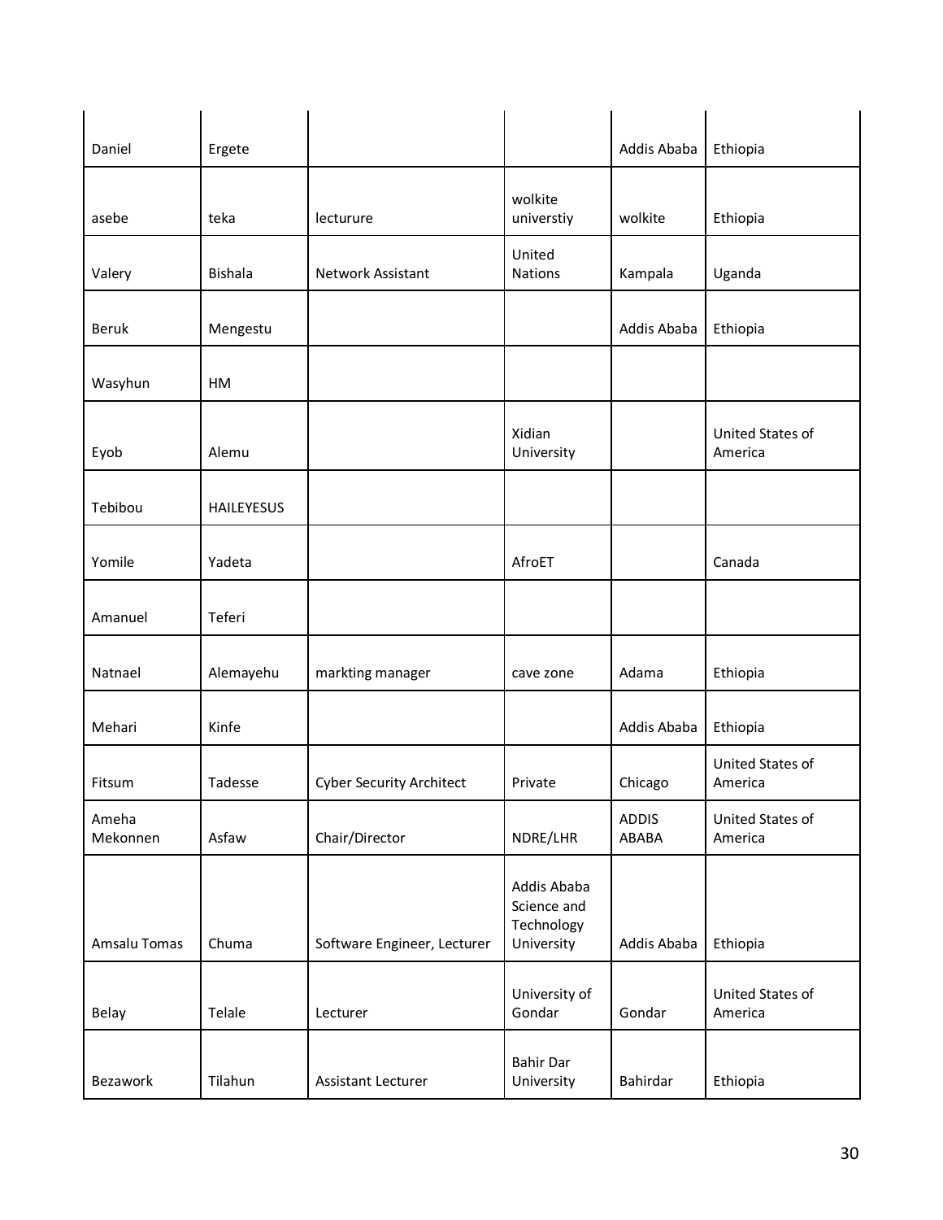| | | | | | |
|---|---|---|---|---|---|
| Daniel | Ergete | | | Addis Ababa | Ethiopia |
| asebe | teka | lecturure | wolkite universtiy | wolkite | Ethiopia |
| Valery | Bishala | Network Assistant | United Nations | Kampala | Uganda |
| Beruk | Mengestu | | | Addis Ababa | Ethiopia |
| Wasyhun | HM | | | | |
| Eyob | Alemu | | Xidian University | | United States of America |
| Tebibou | HAILEYESUS | | | | |
| Yomile | Yadeta | | AfroET | | Canada |
| Amanuel | Teferi | | | | |
| Natnael | Alemayehu | markting manager | cave zone | Adama | Ethiopia |
| Mehari | Kinfe | | | Addis Ababa | Ethiopia |
| Fitsum | Tadesse | Cyber Security Architect | Private | Chicago | United States of America |
| Ameha Mekonnen | Asfaw | Chair/Director | NDRE/LHR | ADDIS ABABA | United States of America |
| Amsalu Tomas | Chuma | Software Engineer, Lecturer | Addis Ababa Science and Technology University | Addis Ababa | Ethiopia |
| Belay | Telale | Lecturer | University of Gondar | Gondar | United States of America |
| Bezawork | Tilahun | Assistant Lecturer | Bahir Dar University | Bahirdar | Ethiopia |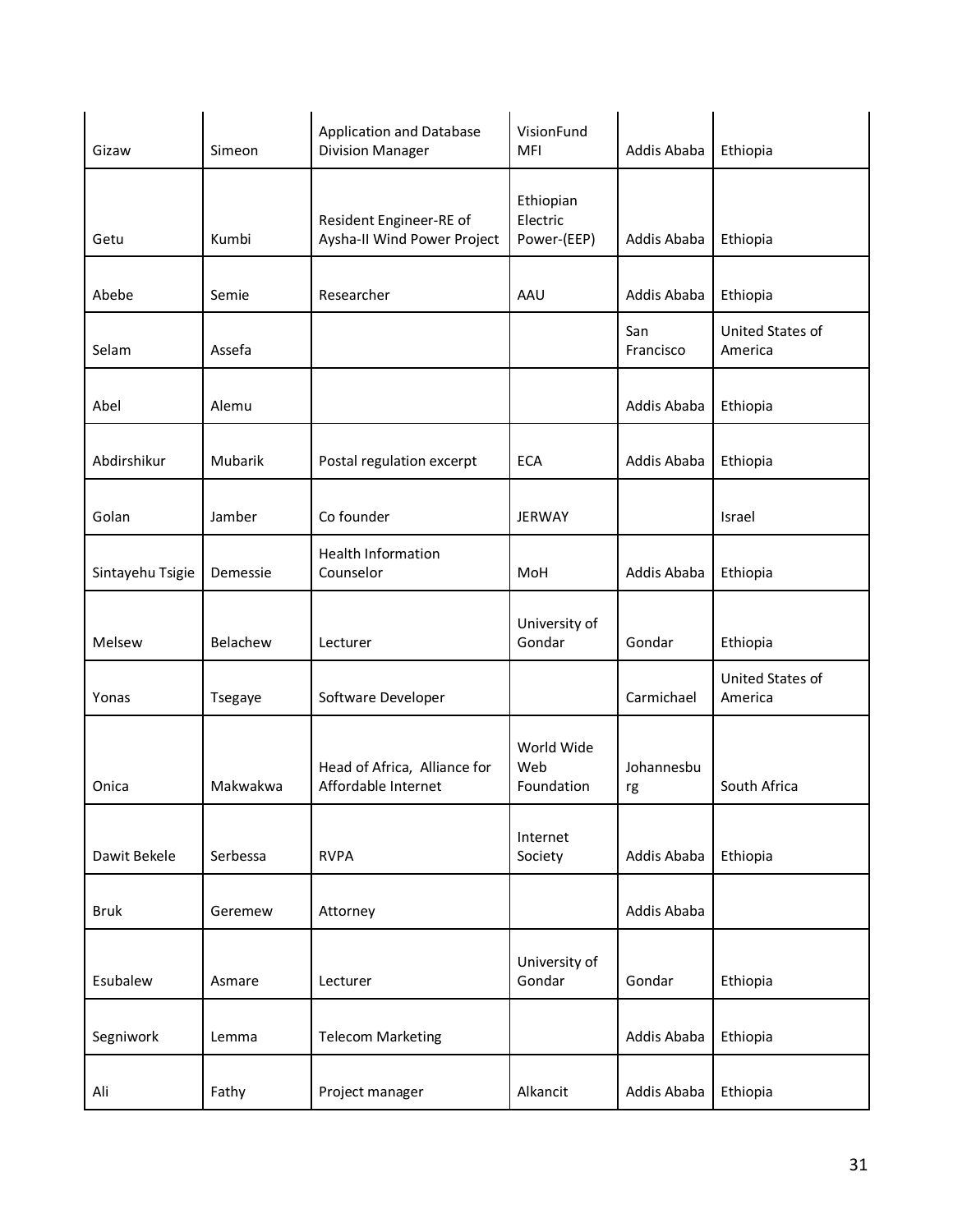| | | | | | |
|---|---|---|---|---|---|
| Gizaw | Simeon | Application and Database Division Manager | VisionFund MFI | Addis Ababa | Ethiopia |
| Getu | Kumbi | Resident Engineer-RE of Aysha-II Wind Power Project | Ethiopian Electric Power-(EEP) | Addis Ababa | Ethiopia |
| Abebe | Semie | Researcher | AAU | Addis Ababa | Ethiopia |
| Selam | Assefa | | | San Francisco | United States of America |
| Abel | Alemu | | | Addis Ababa | Ethiopia |
| Abdirshikur | Mubarik | Postal regulation excerpt | ECA | Addis Ababa | Ethiopia |
| Golan | Jamber | Co founder | JERWAY | | Israel |
| Sintayehu Tsigie | Demessie | Health Information Counselor | MoH | Addis Ababa | Ethiopia |
| Melsew | Belachew | Lecturer | University of Gondar | Gondar | Ethiopia |
| Yonas | Tsegaye | Software Developer | | Carmichael | United States of America |
| Onica | Makwakwa | Head of Africa, Alliance for Affordable Internet | World Wide Web Foundation | Johannesburg | South Africa |
| Dawit Bekele | Serbessa | RVPA | Internet Society | Addis Ababa | Ethiopia |
| Bruk | Geremew | Attorney | | Addis Ababa | |
| Esubalew | Asmare | Lecturer | University of Gondar | Gondar | Ethiopia |
| Segniwork | Lemma | Telecom Marketing | | Addis Ababa | Ethiopia |
| Ali | Fathy | Project manager | Alkancit | Addis Ababa | Ethiopia |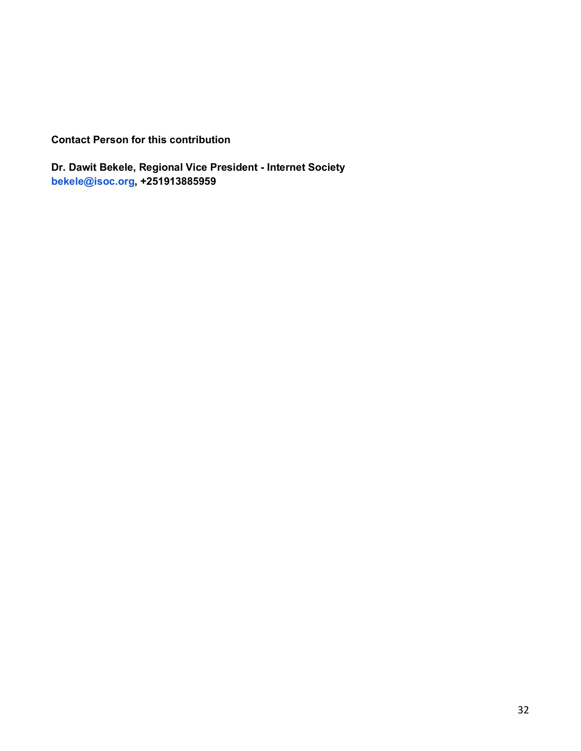**Contact Person for this contribution**

**Dr. Dawit Bekele, Regional Vice President - Internet Society**
**bekele@isoc.org, +251913885959**